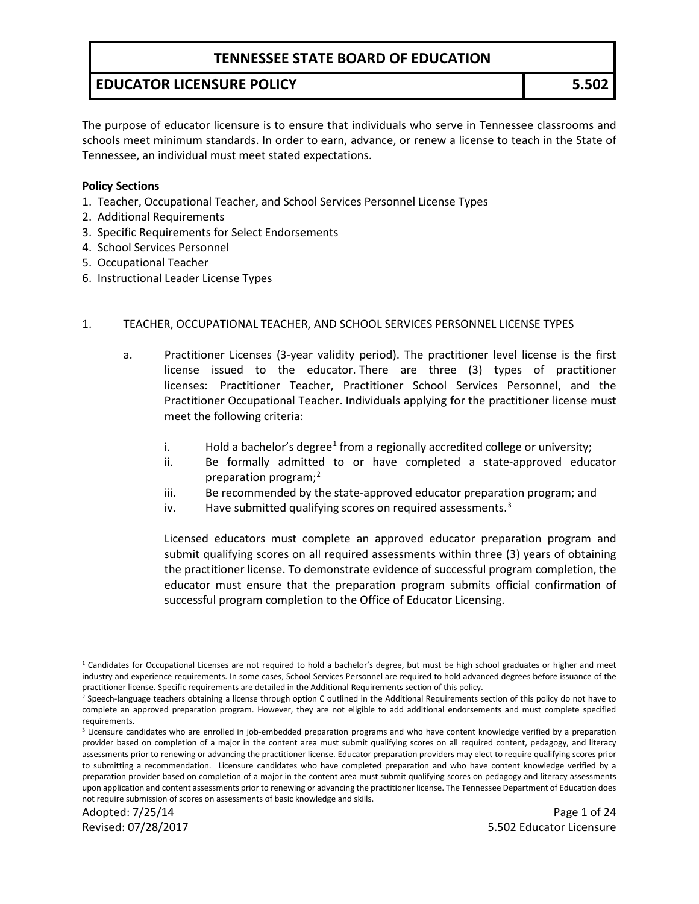# TENNESSEE STATE BOARD OF EDUCATION

## EDUCATOR LICENSURE POLICY — 5.502

The purpose of educator licensure is to ensure that individuals who serve in Tennessee classrooms and schools meet minimum standards. In order to earn, advance, or renew a license to teach in the State of Tennessee, an individual must meet stated expectations.

**Policy Sections**

1. Teacher, Occupational Teacher, and School Services Personnel License Types
2. Additional Requirements
3. Specific Requirements for Select Endorsements
4. School Services Personnel
5. Occupational Teacher
6. Instructional Leader License Types

1. TEACHER, OCCUPATIONAL TEACHER, AND SCHOOL SERVICES PERSONNEL LICENSE TYPES

   a. Practitioner Licenses (3-year validity period). The practitioner level license is the first license issued to the educator. There are three (3) types of practitioner licenses: Practitioner Teacher, Practitioner School Services Personnel, and the Practitioner Occupational Teacher. Individuals applying for the practitioner license must meet the following criteria:

      i. Hold a bachelor's degree[1] from a regionally accredited college or university;
      ii. Be formally admitted to or have completed a state-approved educator preparation program;[2]
      iii. Be recommended by the state-approved educator preparation program; and
      iv. Have submitted qualifying scores on required assessments.[3]

      Licensed educators must complete an approved educator preparation program and submit qualifying scores on all required assessments within three (3) years of obtaining the practitioner license. To demonstrate evidence of successful program completion, the educator must ensure that the preparation program submits official confirmation of successful program completion to the Office of Educator Licensing.

---

[1] Candidates for Occupational Licenses are not required to hold a bachelor's degree, but must be high school graduates or higher and meet industry and experience requirements. In some cases, School Services Personnel are required to hold advanced degrees before issuance of the practitioner license. Specific requirements are detailed in the Additional Requirements section of this policy.

[2] Speech-language teachers obtaining a license through option C outlined in the Additional Requirements section of this policy do not have to complete an approved preparation program. However, they are not eligible to add additional endorsements and must complete specified requirements.

[3] Licensure candidates who are enrolled in job-embedded preparation programs and who have content knowledge verified by a preparation provider based on completion of a major in the content area must submit qualifying scores on all required content, pedagogy, and literacy assessments prior to renewing or advancing the practitioner license. Educator preparation providers may elect to require qualifying scores prior to submitting a recommendation. Licensure candidates who have completed preparation and who have content knowledge verified by a preparation provider based on completion of a major in the content area must submit qualifying scores on pedagogy and literacy assessments upon application and content assessments prior to renewing or advancing the practitioner license. The Tennessee Department of Education does not require submission of scores on assessments of basic knowledge and skills.

Adopted: 7/25/14
Revised: 07/28/2017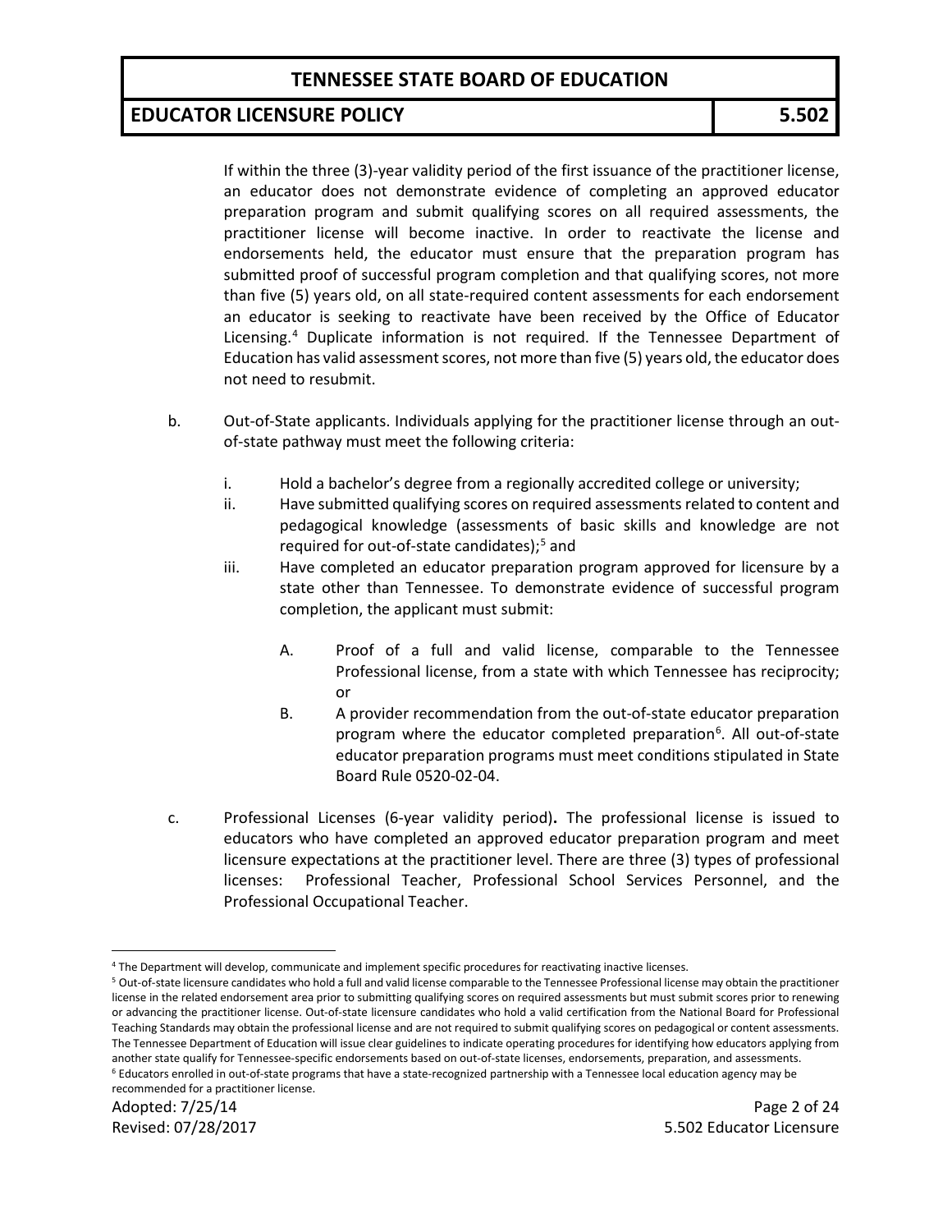If within the three (3)-year validity period of the first issuance of the practitioner license, an educator does not demonstrate evidence of completing an approved educator preparation program and submit qualifying scores on all required assessments, the practitioner license will become inactive. In order to reactivate the license and endorsements held, the educator must ensure that the preparation program has submitted proof of successful program completion and that qualifying scores, not more than five (5) years old, on all state-required content assessments for each endorsement an educator is seeking to reactivate have been received by the Office of Educator Licensing.[4] Duplicate information is not required. If the Tennessee Department of Education has valid assessment scores, not more than five (5) years old, the educator does not need to resubmit.

b. Out-of-State applicants. Individuals applying for the practitioner license through an out-of-state pathway must meet the following criteria:

   i. Hold a bachelor's degree from a regionally accredited college or university;

   ii. Have submitted qualifying scores on required assessments related to content and pedagogical knowledge (assessments of basic skills and knowledge are not required for out-of-state candidates);[5] and

   iii. Have completed an educator preparation program approved for licensure by a state other than Tennessee. To demonstrate evidence of successful program completion, the applicant must submit:

      A. Proof of a full and valid license, comparable to the Tennessee Professional license, from a state with which Tennessee has reciprocity; or

      B. A provider recommendation from the out-of-state educator preparation program where the educator completed preparation[6]. All out-of-state educator preparation programs must meet conditions stipulated in State Board Rule 0520-02-04.

c. Professional Licenses (6-year validity period)**.** The professional license is issued to educators who have completed an approved educator preparation program and meet licensure expectations at the practitioner level. There are three (3) types of professional licenses: Professional Teacher, Professional School Services Personnel, and the Professional Occupational Teacher.

---

[4] The Department will develop, communicate and implement specific procedures for reactivating inactive licenses.

[5] Out-of-state licensure candidates who hold a full and valid license comparable to the Tennessee Professional license may obtain the practitioner license in the related endorsement area prior to submitting qualifying scores on required assessments but must submit scores prior to renewing or advancing the practitioner license. Out-of-state licensure candidates who hold a valid certification from the National Board for Professional Teaching Standards may obtain the professional license and are not required to submit qualifying scores on pedagogical or content assessments. The Tennessee Department of Education will issue clear guidelines to indicate operating procedures for identifying how educators applying from another state qualify for Tennessee-specific endorsements based on out-of-state licenses, endorsements, preparation, and assessments.

[6] Educators enrolled in out-of-state programs that have a state-recognized partnership with a Tennessee local education agency may be recommended for a practitioner license.

Adopted: 7/25/14
Revised: 07/28/2017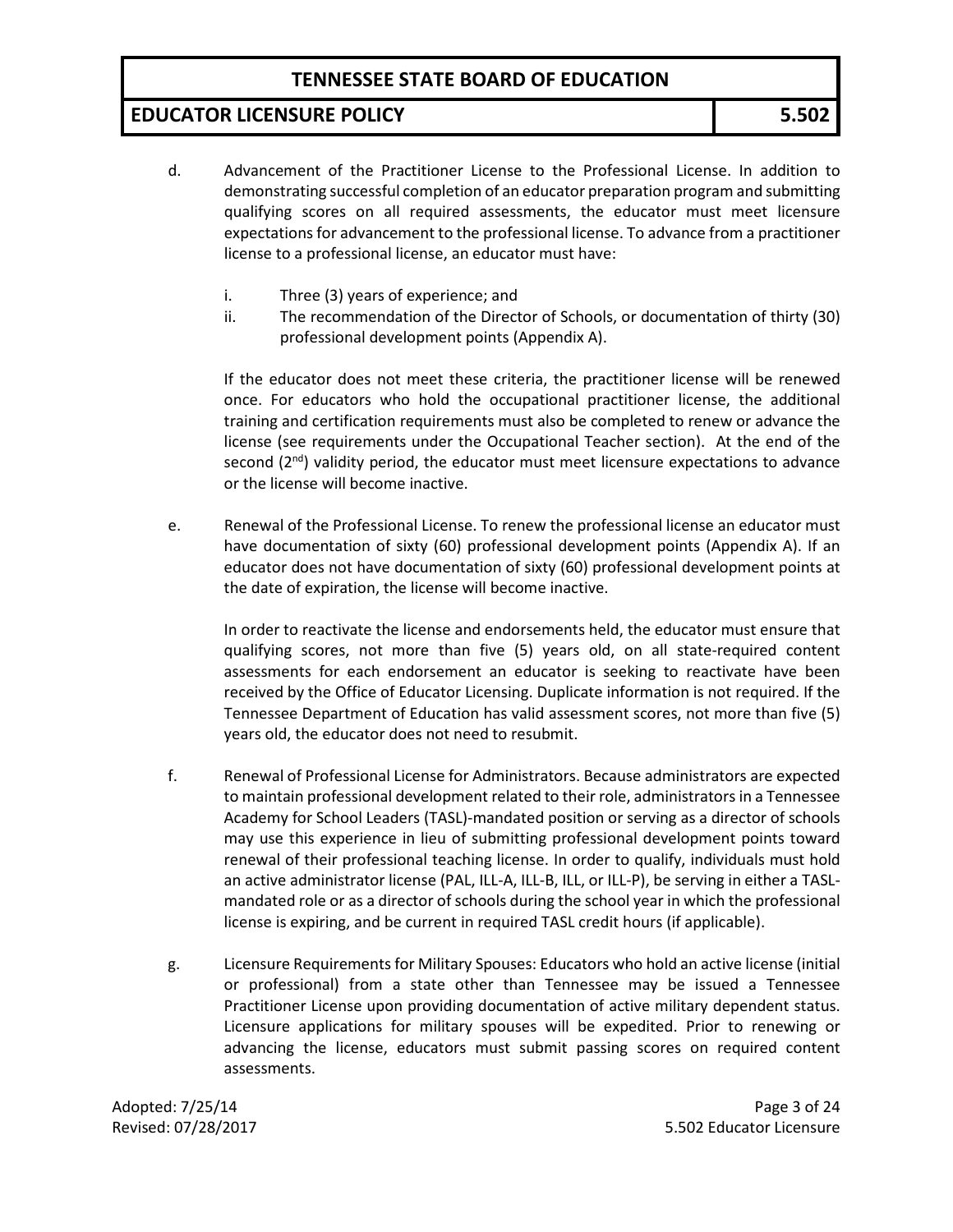d. Advancement of the Practitioner License to the Professional License. In addition to demonstrating successful completion of an educator preparation program and submitting qualifying scores on all required assessments, the educator must meet licensure expectations for advancement to the professional license. To advance from a practitioner license to a professional license, an educator must have:

   i. Three (3) years of experience; and
   ii. The recommendation of the Director of Schools, or documentation of thirty (30) professional development points (Appendix A).

   If the educator does not meet these criteria, the practitioner license will be renewed once. For educators who hold the occupational practitioner license, the additional training and certification requirements must also be completed to renew or advance the license (see requirements under the Occupational Teacher section). At the end of the second (2nd) validity period, the educator must meet licensure expectations to advance or the license will become inactive.

e. Renewal of the Professional License. To renew the professional license an educator must have documentation of sixty (60) professional development points (Appendix A). If an educator does not have documentation of sixty (60) professional development points at the date of expiration, the license will become inactive.

   In order to reactivate the license and endorsements held, the educator must ensure that qualifying scores, not more than five (5) years old, on all state-required content assessments for each endorsement an educator is seeking to reactivate have been received by the Office of Educator Licensing. Duplicate information is not required. If the Tennessee Department of Education has valid assessment scores, not more than five (5) years old, the educator does not need to resubmit.

f. Renewal of Professional License for Administrators. Because administrators are expected to maintain professional development related to their role, administrators in a Tennessee Academy for School Leaders (TASL)-mandated position or serving as a director of schools may use this experience in lieu of submitting professional development points toward renewal of their professional teaching license. In order to qualify, individuals must hold an active administrator license (PAL, ILL-A, ILL-B, ILL, or ILL-P), be serving in either a TASL-mandated role or as a director of schools during the school year in which the professional license is expiring, and be current in required TASL credit hours (if applicable).

g. Licensure Requirements for Military Spouses: Educators who hold an active license (initial or professional) from a state other than Tennessee may be issued a Tennessee Practitioner License upon providing documentation of active military dependent status. Licensure applications for military spouses will be expedited. Prior to renewing or advancing the license, educators must submit passing scores on required content assessments.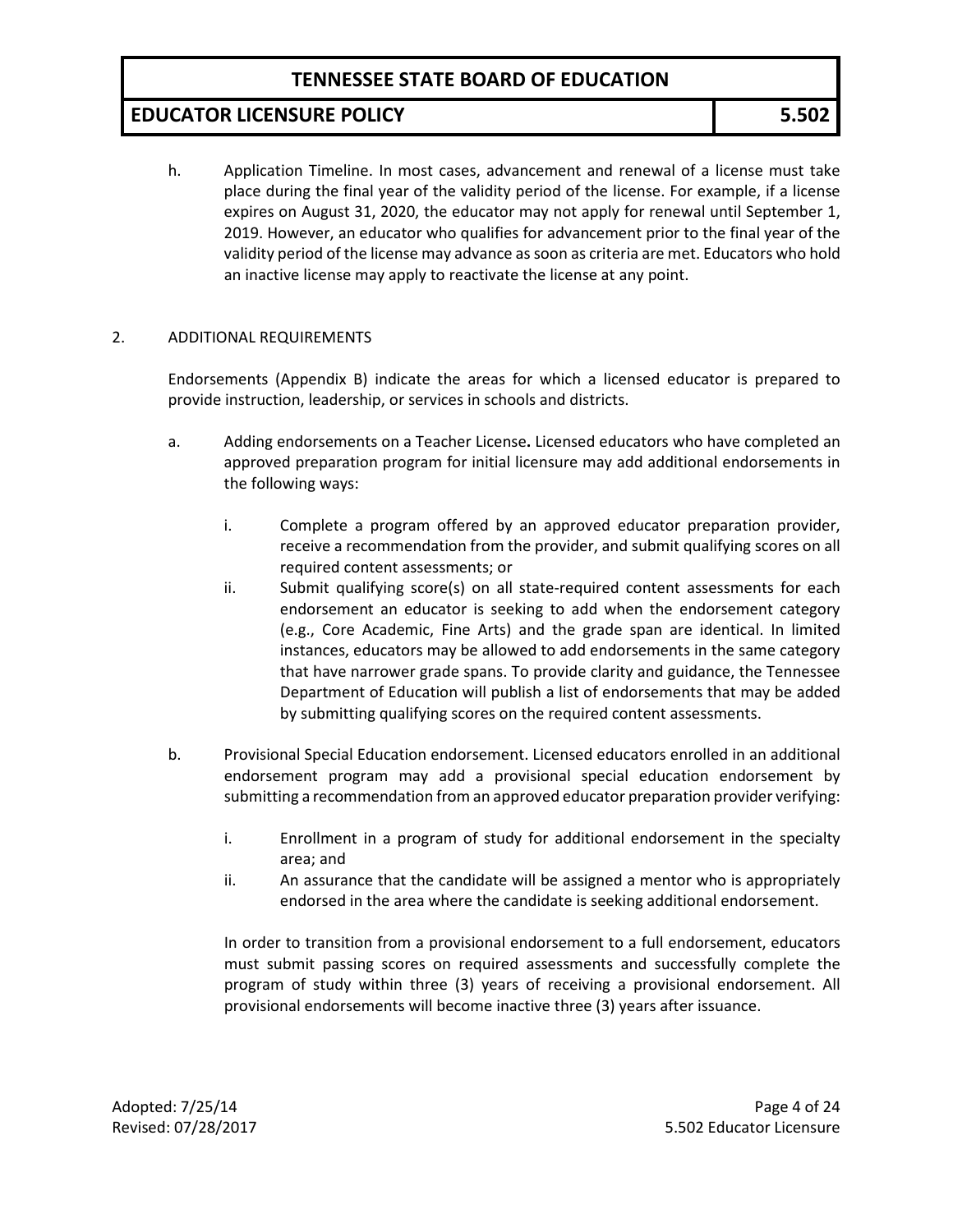h. Application Timeline. In most cases, advancement and renewal of a license must take place during the final year of the validity period of the license. For example, if a license expires on August 31, 2020, the educator may not apply for renewal until September 1, 2019. However, an educator who qualifies for advancement prior to the final year of the validity period of the license may advance as soon as criteria are met. Educators who hold an inactive license may apply to reactivate the license at any point.

2. ADDITIONAL REQUIREMENTS

Endorsements (Appendix B) indicate the areas for which a licensed educator is prepared to provide instruction, leadership, or services in schools and districts.

a. Adding endorsements on a Teacher License**.** Licensed educators who have completed an approved preparation program for initial licensure may add additional endorsements in the following ways:

   i. Complete a program offered by an approved educator preparation provider, receive a recommendation from the provider, and submit qualifying scores on all required content assessments; or

   ii. Submit qualifying score(s) on all state-required content assessments for each endorsement an educator is seeking to add when the endorsement category (e.g., Core Academic, Fine Arts) and the grade span are identical. In limited instances, educators may be allowed to add endorsements in the same category that have narrower grade spans. To provide clarity and guidance, the Tennessee Department of Education will publish a list of endorsements that may be added by submitting qualifying scores on the required content assessments.

b. Provisional Special Education endorsement. Licensed educators enrolled in an additional endorsement program may add a provisional special education endorsement by submitting a recommendation from an approved educator preparation provider verifying:

   i. Enrollment in a program of study for additional endorsement in the specialty area; and

   ii. An assurance that the candidate will be assigned a mentor who is appropriately endorsed in the area where the candidate is seeking additional endorsement.

   In order to transition from a provisional endorsement to a full endorsement, educators must submit passing scores on required assessments and successfully complete the program of study within three (3) years of receiving a provisional endorsement. All provisional endorsements will become inactive three (3) years after issuance.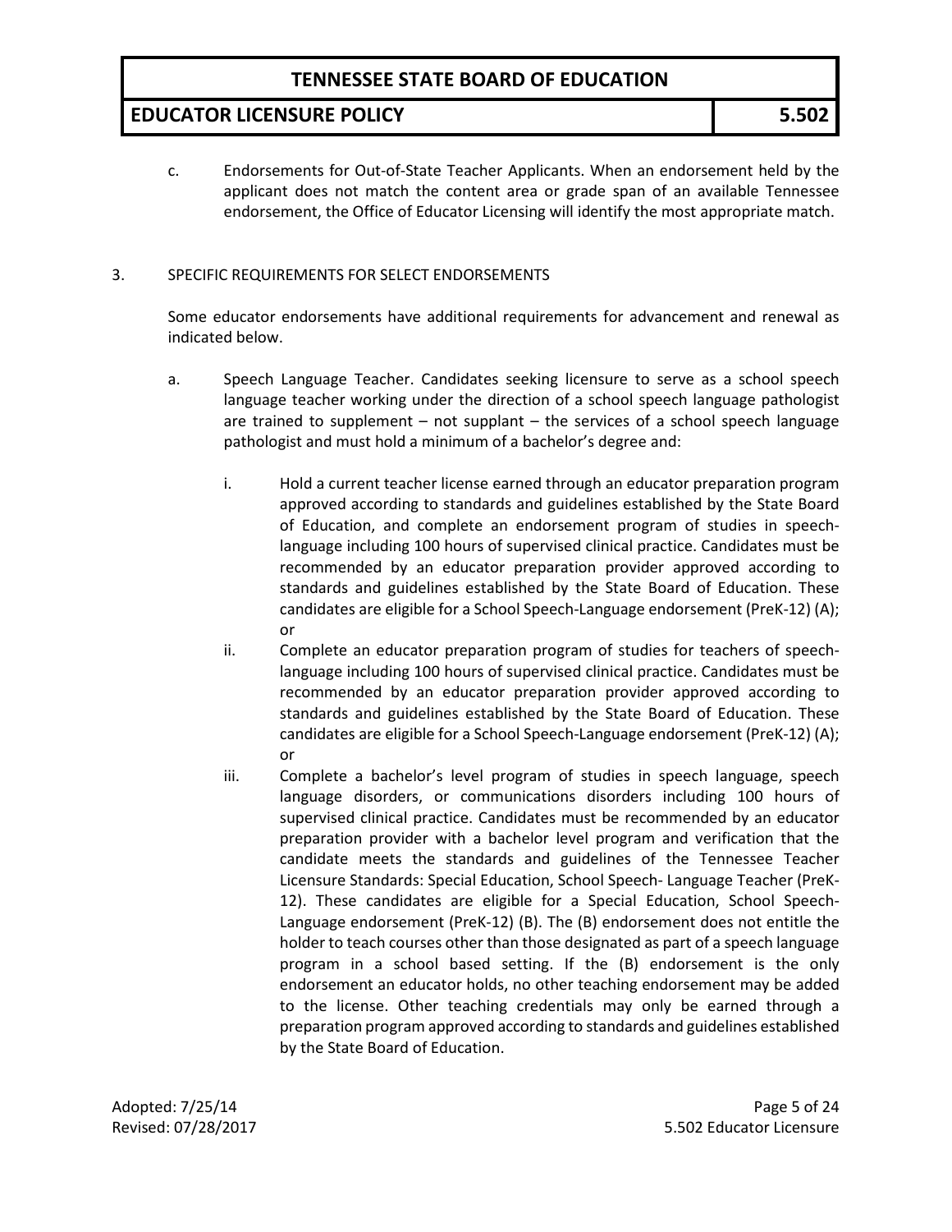c. Endorsements for Out-of-State Teacher Applicants. When an endorsement held by the applicant does not match the content area or grade span of an available Tennessee endorsement, the Office of Educator Licensing will identify the most appropriate match.

3. SPECIFIC REQUIREMENTS FOR SELECT ENDORSEMENTS

Some educator endorsements have additional requirements for advancement and renewal as indicated below.

a. Speech Language Teacher. Candidates seeking licensure to serve as a school speech language teacher working under the direction of a school speech language pathologist are trained to supplement – not supplant – the services of a school speech language pathologist and must hold a minimum of a bachelor's degree and:

   i. Hold a current teacher license earned through an educator preparation program approved according to standards and guidelines established by the State Board of Education, and complete an endorsement program of studies in speech-language including 100 hours of supervised clinical practice. Candidates must be recommended by an educator preparation provider approved according to standards and guidelines established by the State Board of Education. These candidates are eligible for a School Speech-Language endorsement (PreK-12) (A); or

   ii. Complete an educator preparation program of studies for teachers of speech-language including 100 hours of supervised clinical practice. Candidates must be recommended by an educator preparation provider approved according to standards and guidelines established by the State Board of Education. These candidates are eligible for a School Speech-Language endorsement (PreK-12) (A); or

   iii. Complete a bachelor's level program of studies in speech language, speech language disorders, or communications disorders including 100 hours of supervised clinical practice. Candidates must be recommended by an educator preparation provider with a bachelor level program and verification that the candidate meets the standards and guidelines of the Tennessee Teacher Licensure Standards: Special Education, School Speech- Language Teacher (PreK-12). These candidates are eligible for a Special Education, School Speech-Language endorsement (PreK-12) (B). The (B) endorsement does not entitle the holder to teach courses other than those designated as part of a speech language program in a school based setting. If the (B) endorsement is the only endorsement an educator holds, no other teaching endorsement may be added to the license. Other teaching credentials may only be earned through a preparation program approved according to standards and guidelines established by the State Board of Education.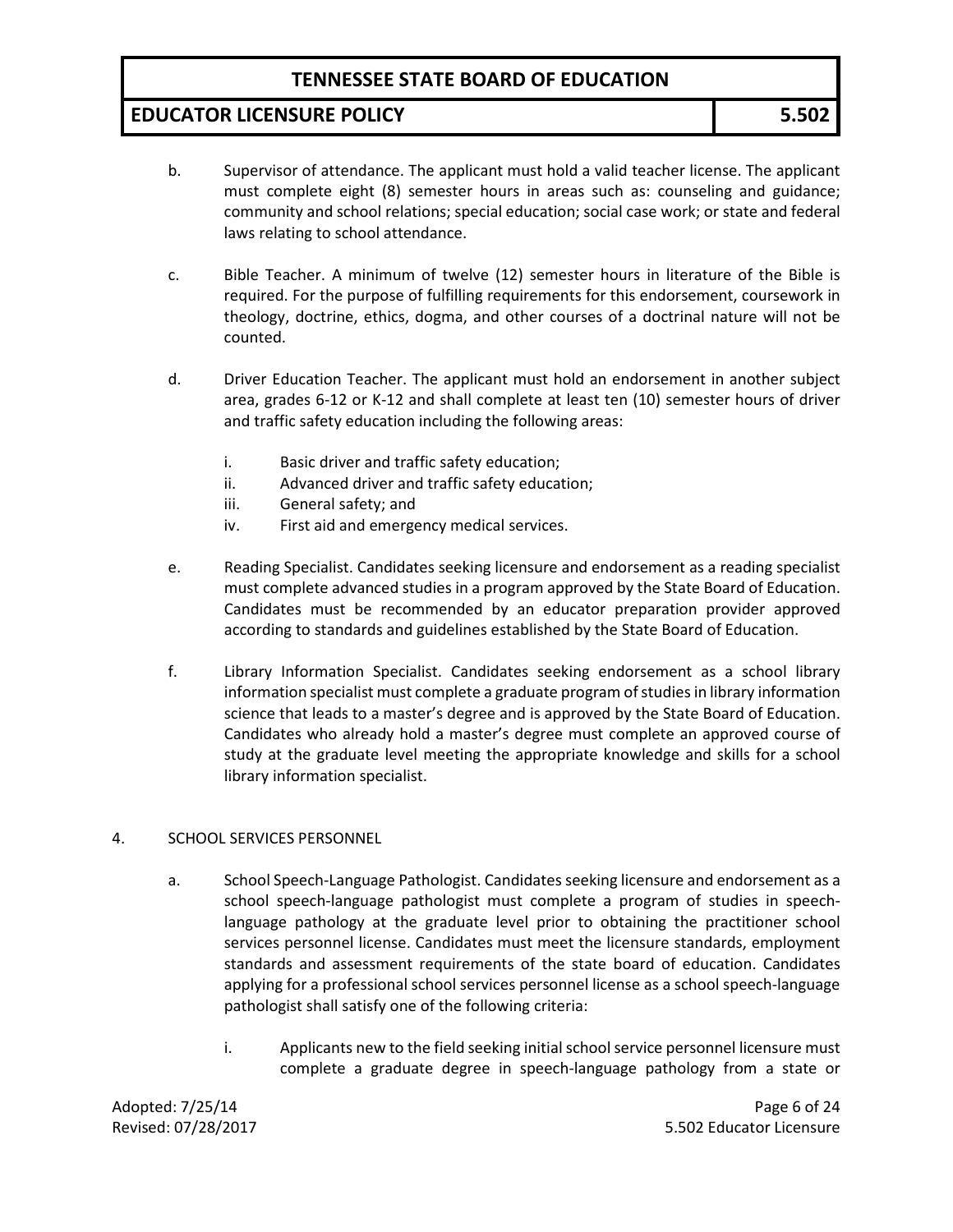b. Supervisor of attendance. The applicant must hold a valid teacher license. The applicant must complete eight (8) semester hours in areas such as: counseling and guidance; community and school relations; special education; social case work; or state and federal laws relating to school attendance.

c. Bible Teacher. A minimum of twelve (12) semester hours in literature of the Bible is required. For the purpose of fulfilling requirements for this endorsement, coursework in theology, doctrine, ethics, dogma, and other courses of a doctrinal nature will not be counted.

d. Driver Education Teacher. The applicant must hold an endorsement in another subject area, grades 6-12 or K-12 and shall complete at least ten (10) semester hours of driver and traffic safety education including the following areas:

   i. Basic driver and traffic safety education;
   ii. Advanced driver and traffic safety education;
   iii. General safety; and
   iv. First aid and emergency medical services.

e. Reading Specialist. Candidates seeking licensure and endorsement as a reading specialist must complete advanced studies in a program approved by the State Board of Education. Candidates must be recommended by an educator preparation provider approved according to standards and guidelines established by the State Board of Education.

f. Library Information Specialist. Candidates seeking endorsement as a school library information specialist must complete a graduate program of studies in library information science that leads to a master's degree and is approved by the State Board of Education. Candidates who already hold a master's degree must complete an approved course of study at the graduate level meeting the appropriate knowledge and skills for a school library information specialist.

4. SCHOOL SERVICES PERSONNEL

a. School Speech-Language Pathologist. Candidates seeking licensure and endorsement as a school speech-language pathologist must complete a program of studies in speech-language pathology at the graduate level prior to obtaining the practitioner school services personnel license. Candidates must meet the licensure standards, employment standards and assessment requirements of the state board of education. Candidates applying for a professional school services personnel license as a school speech-language pathologist shall satisfy one of the following criteria:

   i. Applicants new to the field seeking initial school service personnel licensure must complete a graduate degree in speech-language pathology from a state or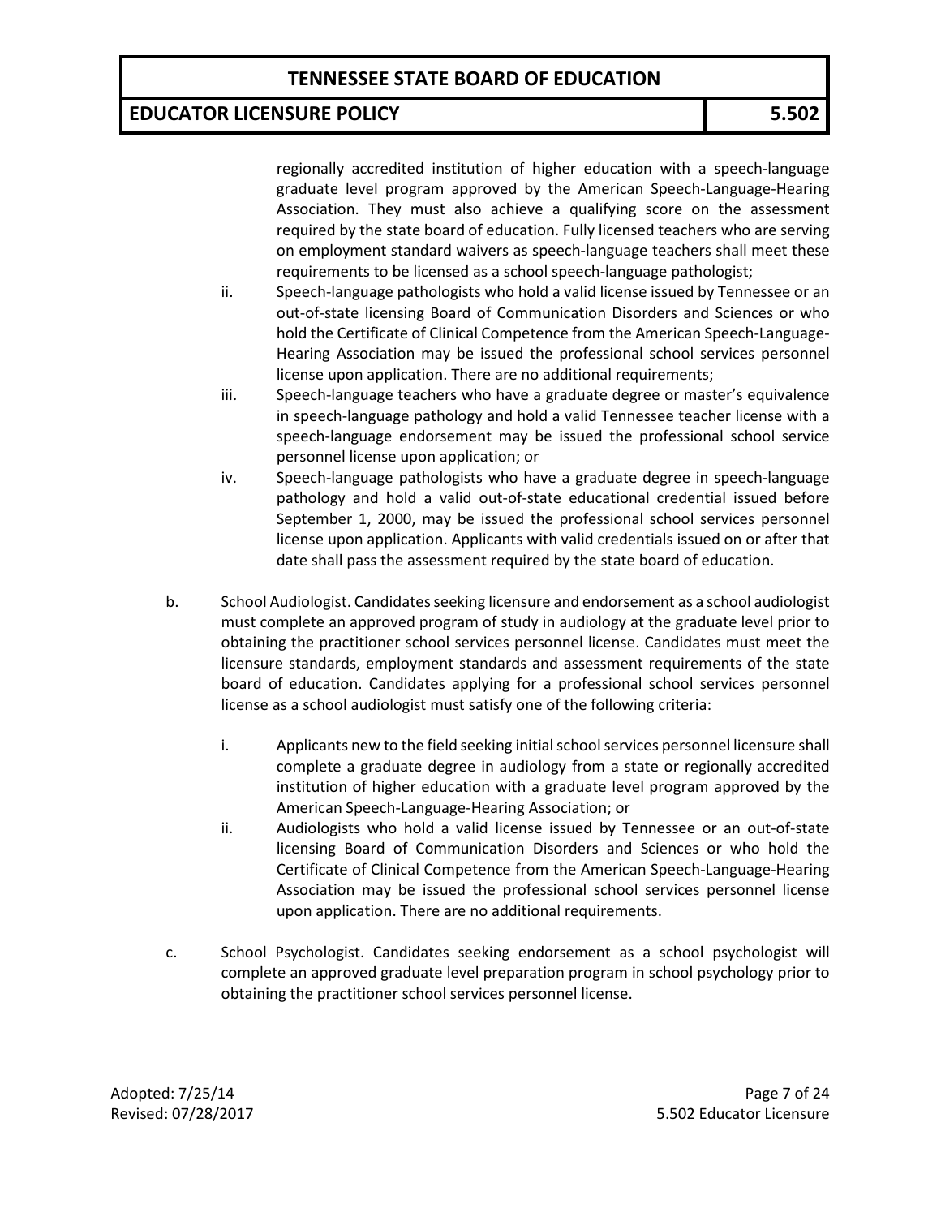regionally accredited institution of higher education with a speech-language graduate level program approved by the American Speech-Language-Hearing Association. They must also achieve a qualifying score on the assessment required by the state board of education. Fully licensed teachers who are serving on employment standard waivers as speech-language teachers shall meet these requirements to be licensed as a school speech-language pathologist;

ii. Speech-language pathologists who hold a valid license issued by Tennessee or an out-of-state licensing Board of Communication Disorders and Sciences or who hold the Certificate of Clinical Competence from the American Speech-Language-Hearing Association may be issued the professional school services personnel license upon application. There are no additional requirements;

iii. Speech-language teachers who have a graduate degree or master's equivalence in speech-language pathology and hold a valid Tennessee teacher license with a speech-language endorsement may be issued the professional school service personnel license upon application; or

iv. Speech-language pathologists who have a graduate degree in speech-language pathology and hold a valid out-of-state educational credential issued before September 1, 2000, may be issued the professional school services personnel license upon application. Applicants with valid credentials issued on or after that date shall pass the assessment required by the state board of education.

b. School Audiologist. Candidates seeking licensure and endorsement as a school audiologist must complete an approved program of study in audiology at the graduate level prior to obtaining the practitioner school services personnel license. Candidates must meet the licensure standards, employment standards and assessment requirements of the state board of education. Candidates applying for a professional school services personnel license as a school audiologist must satisfy one of the following criteria:

   i. Applicants new to the field seeking initial school services personnel licensure shall complete a graduate degree in audiology from a state or regionally accredited institution of higher education with a graduate level program approved by the American Speech-Language-Hearing Association; or

   ii. Audiologists who hold a valid license issued by Tennessee or an out-of-state licensing Board of Communication Disorders and Sciences or who hold the Certificate of Clinical Competence from the American Speech-Language-Hearing Association may be issued the professional school services personnel license upon application. There are no additional requirements.

c. School Psychologist. Candidates seeking endorsement as a school psychologist will complete an approved graduate level preparation program in school psychology prior to obtaining the practitioner school services personnel license.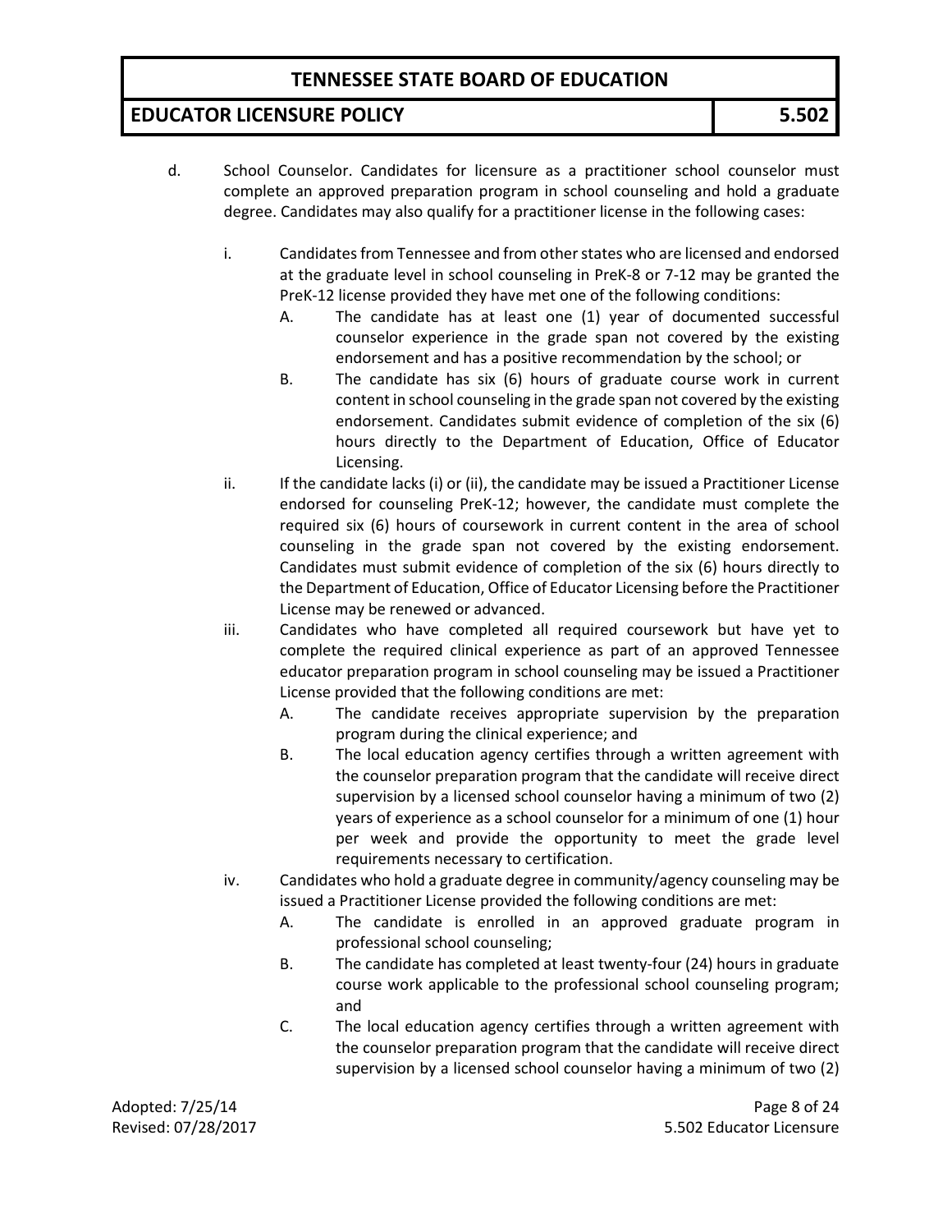d. School Counselor. Candidates for licensure as a practitioner school counselor must complete an approved preparation program in school counseling and hold a graduate degree. Candidates may also qualify for a practitioner license in the following cases:

   i. Candidates from Tennessee and from other states who are licensed and endorsed at the graduate level in school counseling in PreK-8 or 7-12 may be granted the PreK-12 license provided they have met one of the following conditions:

      A. The candidate has at least one (1) year of documented successful counselor experience in the grade span not covered by the existing endorsement and has a positive recommendation by the school; or

      B. The candidate has six (6) hours of graduate course work in current content in school counseling in the grade span not covered by the existing endorsement. Candidates submit evidence of completion of the six (6) hours directly to the Department of Education, Office of Educator Licensing.

   ii. If the candidate lacks (i) or (ii), the candidate may be issued a Practitioner License endorsed for counseling PreK-12; however, the candidate must complete the required six (6) hours of coursework in current content in the area of school counseling in the grade span not covered by the existing endorsement. Candidates must submit evidence of completion of the six (6) hours directly to the Department of Education, Office of Educator Licensing before the Practitioner License may be renewed or advanced.

   iii. Candidates who have completed all required coursework but have yet to complete the required clinical experience as part of an approved Tennessee educator preparation program in school counseling may be issued a Practitioner License provided that the following conditions are met:

      A. The candidate receives appropriate supervision by the preparation program during the clinical experience; and

      B. The local education agency certifies through a written agreement with the counselor preparation program that the candidate will receive direct supervision by a licensed school counselor having a minimum of two (2) years of experience as a school counselor for a minimum of one (1) hour per week and provide the opportunity to meet the grade level requirements necessary to certification.

   iv. Candidates who hold a graduate degree in community/agency counseling may be issued a Practitioner License provided the following conditions are met:

      A. The candidate is enrolled in an approved graduate program in professional school counseling;

      B. The candidate has completed at least twenty-four (24) hours in graduate course work applicable to the professional school counseling program; and

      C. The local education agency certifies through a written agreement with the counselor preparation program that the candidate will receive direct supervision by a licensed school counselor having a minimum of two (2)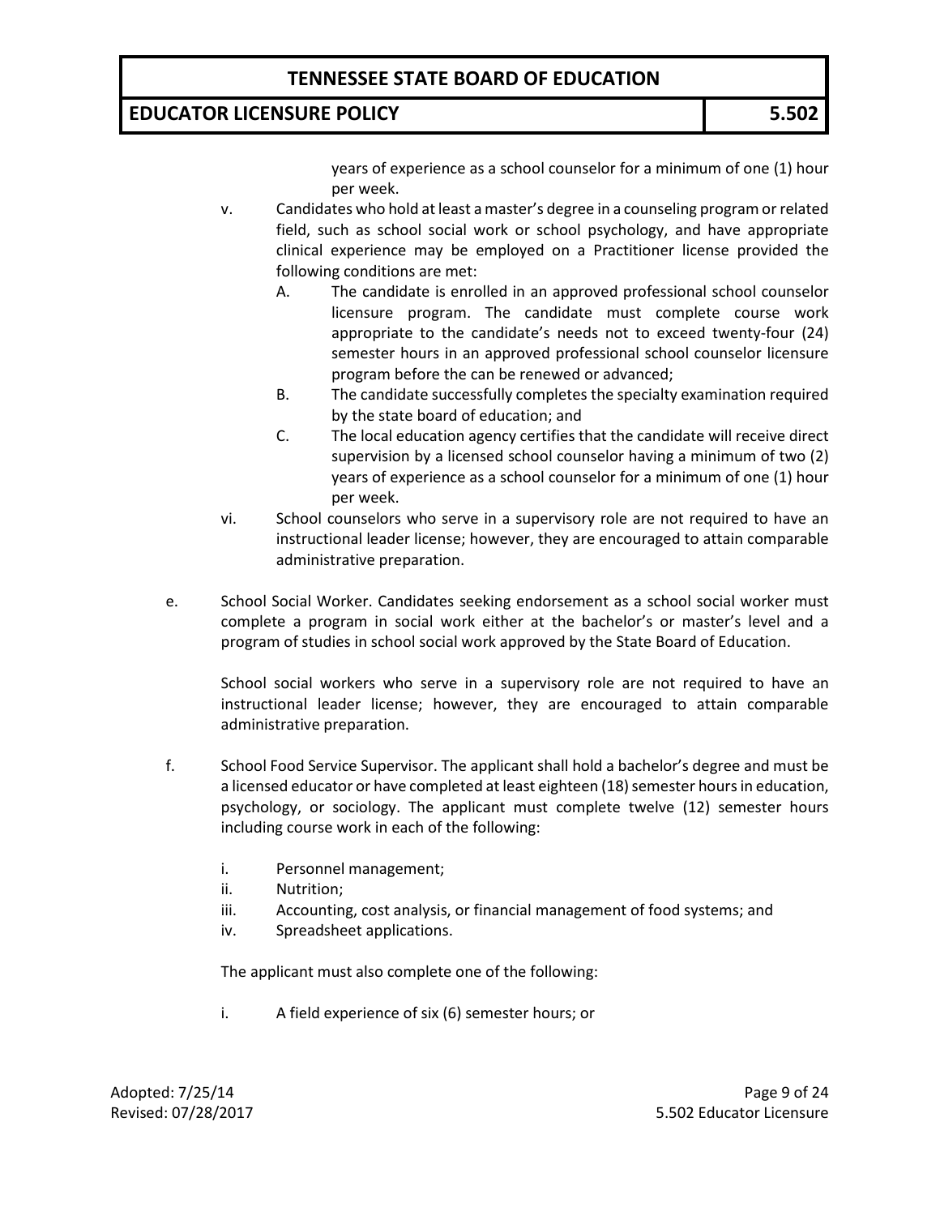years of experience as a school counselor for a minimum of one (1) hour per week.

v. Candidates who hold at least a master's degree in a counseling program or related field, such as school social work or school psychology, and have appropriate clinical experience may be employed on a Practitioner license provided the following conditions are met:

   A. The candidate is enrolled in an approved professional school counselor licensure program. The candidate must complete course work appropriate to the candidate's needs not to exceed twenty-four (24) semester hours in an approved professional school counselor licensure program before the can be renewed or advanced;

   B. The candidate successfully completes the specialty examination required by the state board of education; and

   C. The local education agency certifies that the candidate will receive direct supervision by a licensed school counselor having a minimum of two (2) years of experience as a school counselor for a minimum of one (1) hour per week.

vi. School counselors who serve in a supervisory role are not required to have an instructional leader license; however, they are encouraged to attain comparable administrative preparation.

e. School Social Worker. Candidates seeking endorsement as a school social worker must complete a program in social work either at the bachelor's or master's level and a program of studies in school social work approved by the State Board of Education.

   School social workers who serve in a supervisory role are not required to have an instructional leader license; however, they are encouraged to attain comparable administrative preparation.

f. School Food Service Supervisor. The applicant shall hold a bachelor's degree and must be a licensed educator or have completed at least eighteen (18) semester hours in education, psychology, or sociology. The applicant must complete twelve (12) semester hours including course work in each of the following:

   i. Personnel management;
   ii. Nutrition;
   iii. Accounting, cost analysis, or financial management of food systems; and
   iv. Spreadsheet applications.

   The applicant must also complete one of the following:

   i. A field experience of six (6) semester hours; or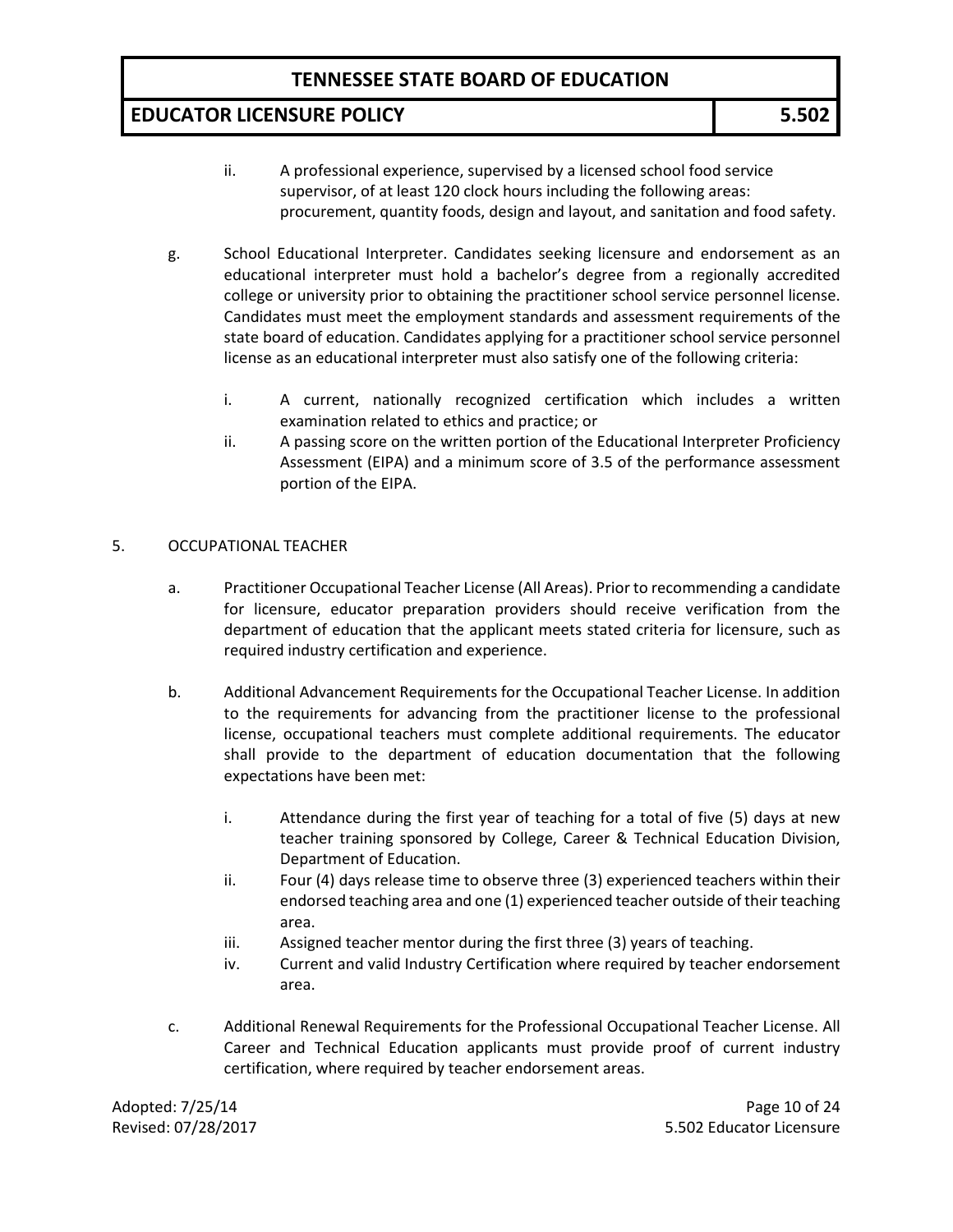ii. A professional experience, supervised by a licensed school food service supervisor, of at least 120 clock hours including the following areas: procurement, quantity foods, design and layout, and sanitation and food safety.

g. School Educational Interpreter. Candidates seeking licensure and endorsement as an educational interpreter must hold a bachelor's degree from a regionally accredited college or university prior to obtaining the practitioner school service personnel license. Candidates must meet the employment standards and assessment requirements of the state board of education. Candidates applying for a practitioner school service personnel license as an educational interpreter must also satisfy one of the following criteria:

   i. A current, nationally recognized certification which includes a written examination related to ethics and practice; or
   ii. A passing score on the written portion of the Educational Interpreter Proficiency Assessment (EIPA) and a minimum score of 3.5 of the performance assessment portion of the EIPA.

5. OCCUPATIONAL TEACHER

a. Practitioner Occupational Teacher License (All Areas). Prior to recommending a candidate for licensure, educator preparation providers should receive verification from the department of education that the applicant meets stated criteria for licensure, such as required industry certification and experience.

b. Additional Advancement Requirements for the Occupational Teacher License. In addition to the requirements for advancing from the practitioner license to the professional license, occupational teachers must complete additional requirements. The educator shall provide to the department of education documentation that the following expectations have been met:

   i. Attendance during the first year of teaching for a total of five (5) days at new teacher training sponsored by College, Career & Technical Education Division, Department of Education.
   ii. Four (4) days release time to observe three (3) experienced teachers within their endorsed teaching area and one (1) experienced teacher outside of their teaching area.
   iii. Assigned teacher mentor during the first three (3) years of teaching.
   iv. Current and valid Industry Certification where required by teacher endorsement area.

c. Additional Renewal Requirements for the Professional Occupational Teacher License. All Career and Technical Education applicants must provide proof of current industry certification, where required by teacher endorsement areas.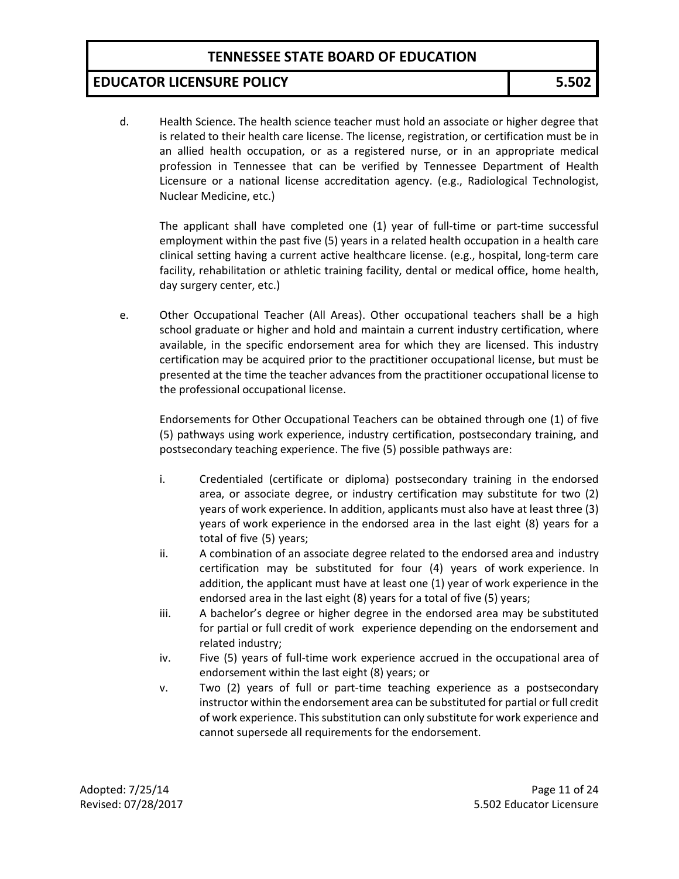d. Health Science. The health science teacher must hold an associate or higher degree that is related to their health care license. The license, registration, or certification must be in an allied health occupation, or as a registered nurse, or in an appropriate medical profession in Tennessee that can be verified by Tennessee Department of Health Licensure or a national license accreditation agency. (e.g., Radiological Technologist, Nuclear Medicine, etc.)

   The applicant shall have completed one (1) year of full-time or part-time successful employment within the past five (5) years in a related health occupation in a health care clinical setting having a current active healthcare license. (e.g., hospital, long-term care facility, rehabilitation or athletic training facility, dental or medical office, home health, day surgery center, etc.)

e. Other Occupational Teacher (All Areas). Other occupational teachers shall be a high school graduate or higher and hold and maintain a current industry certification, where available, in the specific endorsement area for which they are licensed. This industry certification may be acquired prior to the practitioner occupational license, but must be presented at the time the teacher advances from the practitioner occupational license to the professional occupational license.

   Endorsements for Other Occupational Teachers can be obtained through one (1) of five (5) pathways using work experience, industry certification, postsecondary training, and postsecondary teaching experience. The five (5) possible pathways are:

   i. Credentialed (certificate or diploma) postsecondary training in the endorsed area, or associate degree, or industry certification may substitute for two (2) years of work experience. In addition, applicants must also have at least three (3) years of work experience in the endorsed area in the last eight (8) years for a total of five (5) years;
   ii. A combination of an associate degree related to the endorsed area and industry certification may be substituted for four (4) years of work experience. In addition, the applicant must have at least one (1) year of work experience in the endorsed area in the last eight (8) years for a total of five (5) years;
   iii. A bachelor's degree or higher degree in the endorsed area may be substituted for partial or full credit of work experience depending on the endorsement and related industry;
   iv. Five (5) years of full-time work experience accrued in the occupational area of endorsement within the last eight (8) years; or
   v. Two (2) years of full or part-time teaching experience as a postsecondary instructor within the endorsement area can be substituted for partial or full credit of work experience. This substitution can only substitute for work experience and cannot supersede all requirements for the endorsement.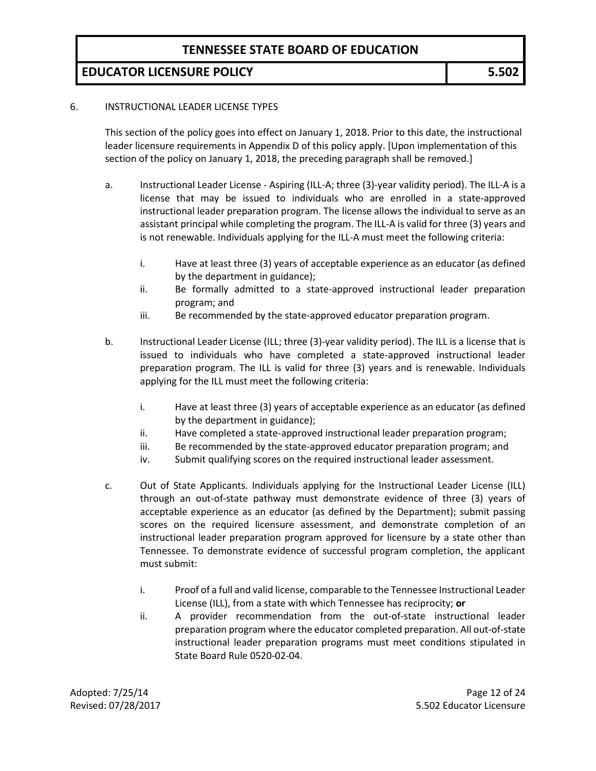6. INSTRUCTIONAL LEADER LICENSE TYPES

This section of the policy goes into effect on January 1, 2018. Prior to this date, the instructional leader licensure requirements in Appendix D of this policy apply. [Upon implementation of this section of the policy on January 1, 2018, the preceding paragraph shall be removed.]

a. Instructional Leader License - Aspiring (ILL-A; three (3)-year validity period). The ILL-A is a license that may be issued to individuals who are enrolled in a state-approved instructional leader preparation program. The license allows the individual to serve as an assistant principal while completing the program. The ILL-A is valid for three (3) years and is not renewable. Individuals applying for the ILL-A must meet the following criteria:

   i. Have at least three (3) years of acceptable experience as an educator (as defined by the department in guidance);
   ii. Be formally admitted to a state-approved instructional leader preparation program; and
   iii. Be recommended by the state-approved educator preparation program.

b. Instructional Leader License (ILL; three (3)-year validity period). The ILL is a license that is issued to individuals who have completed a state-approved instructional leader preparation program. The ILL is valid for three (3) years and is renewable. Individuals applying for the ILL must meet the following criteria:

   i. Have at least three (3) years of acceptable experience as an educator (as defined by the department in guidance);
   ii. Have completed a state-approved instructional leader preparation program;
   iii. Be recommended by the state-approved educator preparation program; and
   iv. Submit qualifying scores on the required instructional leader assessment.

c. Out of State Applicants. Individuals applying for the Instructional Leader License (ILL) through an out-of-state pathway must demonstrate evidence of three (3) years of acceptable experience as an educator (as defined by the Department); submit passing scores on the required licensure assessment, and demonstrate completion of an instructional leader preparation program approved for licensure by a state other than Tennessee. To demonstrate evidence of successful program completion, the applicant must submit:

   i. Proof of a full and valid license, comparable to the Tennessee Instructional Leader License (ILL), from a state with which Tennessee has reciprocity; **or**
   ii. A provider recommendation from the out-of-state instructional leader preparation program where the educator completed preparation. All out-of-state instructional leader preparation programs must meet conditions stipulated in State Board Rule 0520-02-04.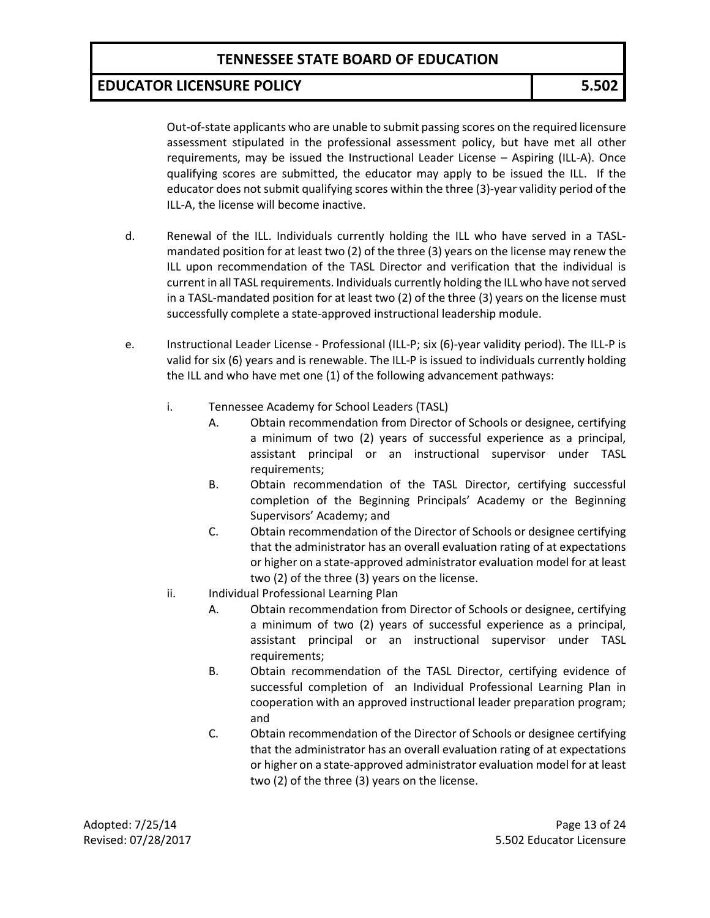Out-of-state applicants who are unable to submit passing scores on the required licensure assessment stipulated in the professional assessment policy, but have met all other requirements, may be issued the Instructional Leader License – Aspiring (ILL-A). Once qualifying scores are submitted, the educator may apply to be issued the ILL. If the educator does not submit qualifying scores within the three (3)-year validity period of the ILL-A, the license will become inactive.

d. Renewal of the ILL. Individuals currently holding the ILL who have served in a TASL-mandated position for at least two (2) of the three (3) years on the license may renew the ILL upon recommendation of the TASL Director and verification that the individual is current in all TASL requirements. Individuals currently holding the ILL who have not served in a TASL-mandated position for at least two (2) of the three (3) years on the license must successfully complete a state-approved instructional leadership module.

e. Instructional Leader License - Professional (ILL-P; six (6)-year validity period). The ILL-P is valid for six (6) years and is renewable. The ILL-P is issued to individuals currently holding the ILL and who have met one (1) of the following advancement pathways:

  i. Tennessee Academy for School Leaders (TASL)
     - A. Obtain recommendation from Director of Schools or designee, certifying a minimum of two (2) years of successful experience as a principal, assistant principal or an instructional supervisor under TASL requirements;
     - B. Obtain recommendation of the TASL Director, certifying successful completion of the Beginning Principals' Academy or the Beginning Supervisors' Academy; and
     - C. Obtain recommendation of the Director of Schools or designee certifying that the administrator has an overall evaluation rating of at expectations or higher on a state-approved administrator evaluation model for at least two (2) of the three (3) years on the license.

  ii. Individual Professional Learning Plan
     - A. Obtain recommendation from Director of Schools or designee, certifying a minimum of two (2) years of successful experience as a principal, assistant principal or an instructional supervisor under TASL requirements;
     - B. Obtain recommendation of the TASL Director, certifying evidence of successful completion of an Individual Professional Learning Plan in cooperation with an approved instructional leader preparation program; and
     - C. Obtain recommendation of the Director of Schools or designee certifying that the administrator has an overall evaluation rating of at expectations or higher on a state-approved administrator evaluation model for at least two (2) of the three (3) years on the license.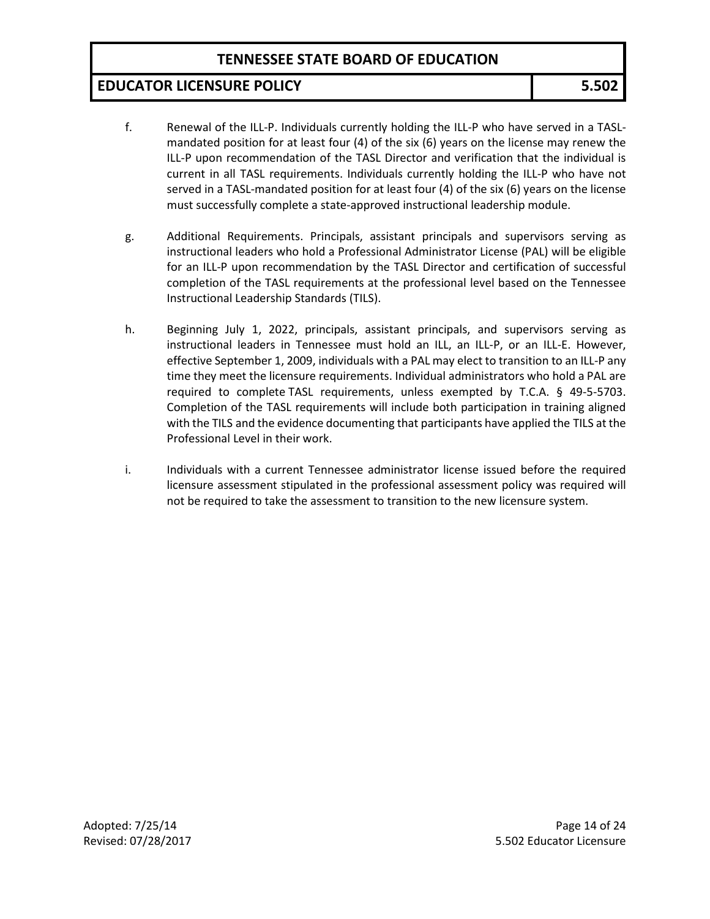f. Renewal of the ILL-P. Individuals currently holding the ILL-P who have served in a TASL-mandated position for at least four (4) of the six (6) years on the license may renew the ILL-P upon recommendation of the TASL Director and verification that the individual is current in all TASL requirements. Individuals currently holding the ILL-P who have not served in a TASL-mandated position for at least four (4) of the six (6) years on the license must successfully complete a state-approved instructional leadership module.

g. Additional Requirements. Principals, assistant principals and supervisors serving as instructional leaders who hold a Professional Administrator License (PAL) will be eligible for an ILL-P upon recommendation by the TASL Director and certification of successful completion of the TASL requirements at the professional level based on the Tennessee Instructional Leadership Standards (TILS).

h. Beginning July 1, 2022, principals, assistant principals, and supervisors serving as instructional leaders in Tennessee must hold an ILL, an ILL-P, or an ILL-E. However, effective September 1, 2009, individuals with a PAL may elect to transition to an ILL-P any time they meet the licensure requirements. Individual administrators who hold a PAL are required to complete TASL requirements, unless exempted by T.C.A. § 49-5-5703. Completion of the TASL requirements will include both participation in training aligned with the TILS and the evidence documenting that participants have applied the TILS at the Professional Level in their work.

i. Individuals with a current Tennessee administrator license issued before the required licensure assessment stipulated in the professional assessment policy was required will not be required to take the assessment to transition to the new licensure system.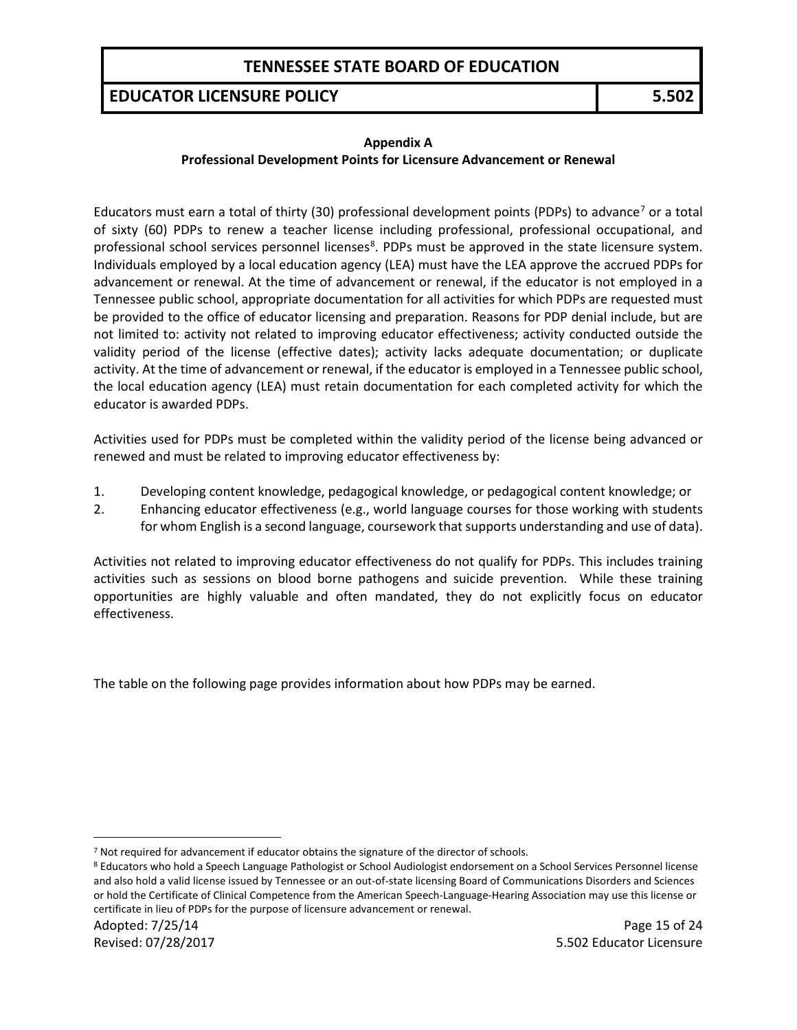## Appendix A
### Professional Development Points for Licensure Advancement or Renewal

Educators must earn a total of thirty (30) professional development points (PDPs) to advance[7] or a total of sixty (60) PDPs to renew a teacher license including professional, professional occupational, and professional school services personnel licenses[8]. PDPs must be approved in the state licensure system. Individuals employed by a local education agency (LEA) must have the LEA approve the accrued PDPs for advancement or renewal. At the time of advancement or renewal, if the educator is not employed in a Tennessee public school, appropriate documentation for all activities for which PDPs are requested must be provided to the office of educator licensing and preparation. Reasons for PDP denial include, but are not limited to: activity not related to improving educator effectiveness; activity conducted outside the validity period of the license (effective dates); activity lacks adequate documentation; or duplicate activity. At the time of advancement or renewal, if the educator is employed in a Tennessee public school, the local education agency (LEA) must retain documentation for each completed activity for which the educator is awarded PDPs.

Activities used for PDPs must be completed within the validity period of the license being advanced or renewed and must be related to improving educator effectiveness by:

1. Developing content knowledge, pedagogical knowledge, or pedagogical content knowledge; or
2. Enhancing educator effectiveness (e.g., world language courses for those working with students for whom English is a second language, coursework that supports understanding and use of data).

Activities not related to improving educator effectiveness do not qualify for PDPs. This includes training activities such as sessions on blood borne pathogens and suicide prevention. While these training opportunities are highly valuable and often mandated, they do not explicitly focus on educator effectiveness.

The table on the following page provides information about how PDPs may be earned.

---

[7] Not required for advancement if educator obtains the signature of the director of schools.

[8] Educators who hold a Speech Language Pathologist or School Audiologist endorsement on a School Services Personnel license and also hold a valid license issued by Tennessee or an out-of-state licensing Board of Communications Disorders and Sciences or hold the Certificate of Clinical Competence from the American Speech-Language-Hearing Association may use this license or certificate in lieu of PDPs for the purpose of licensure advancement or renewal.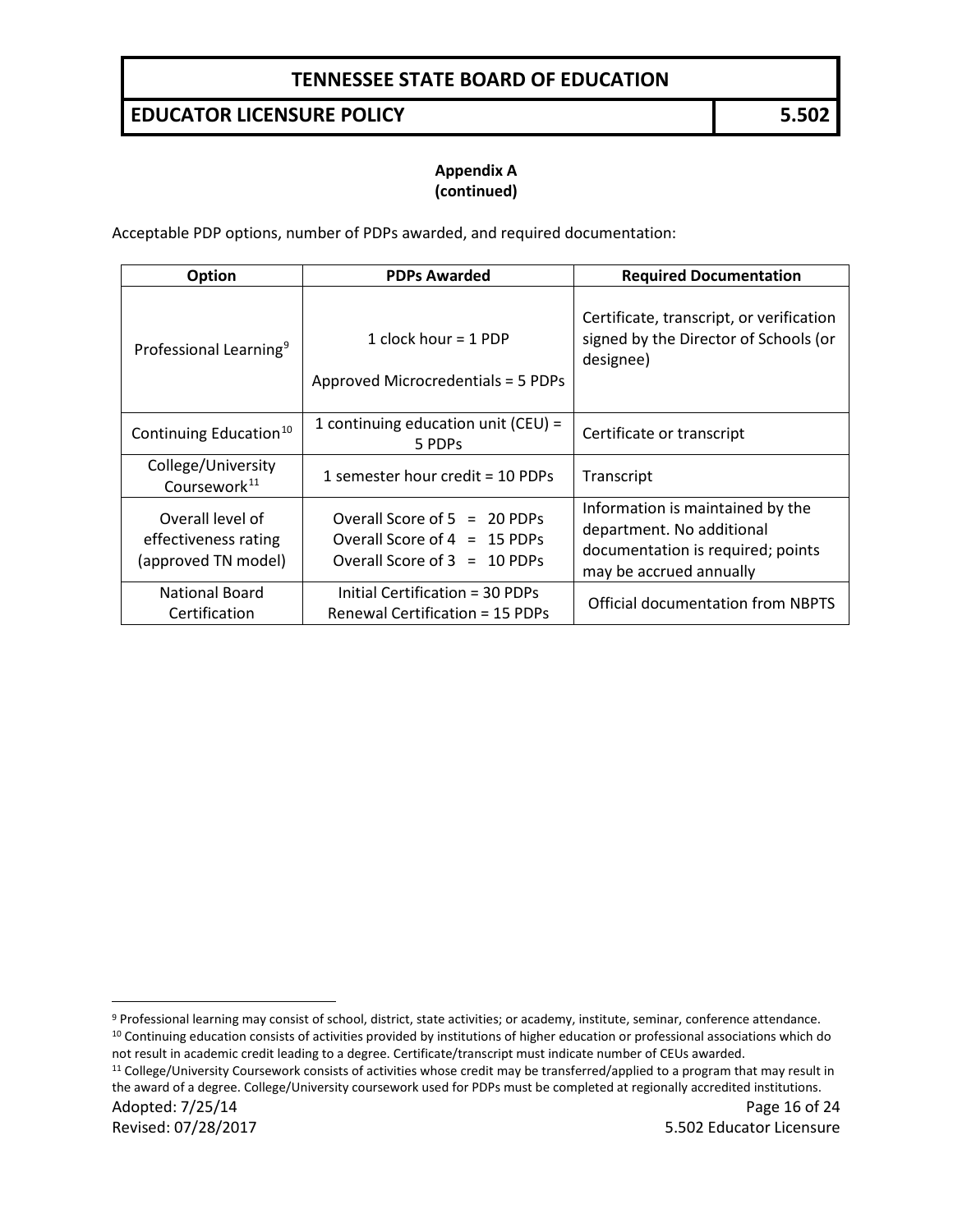**Appendix A**
**(continued)**

Acceptable PDP options, number of PDPs awarded, and required documentation:

| Option | PDPs Awarded | Required Documentation |
|---|---|---|
| Professional Learning[9] | 1 clock hour = 1 PDP<br><br>Approved Microcredentials = 5 PDPs | Certificate, transcript, or verification signed by the Director of Schools (or designee) |
| Continuing Education[10] | 1 continuing education unit (CEU) = 5 PDPs | Certificate or transcript |
| College/University Coursework[11] | 1 semester hour credit = 10 PDPs | Transcript |
| Overall level of effectiveness rating (approved TN model) | Overall Score of 5 = 20 PDPs<br>Overall Score of 4 = 15 PDPs<br>Overall Score of 3 = 10 PDPs | Information is maintained by the department. No additional documentation is required; points may be accrued annually |
| National Board Certification | Initial Certification = 30 PDPs<br>Renewal Certification = 15 PDPs | Official documentation from NBPTS |

---

[9] Professional learning may consist of school, district, state activities; or academy, institute, seminar, conference attendance.

[10] Continuing education consists of activities provided by institutions of higher education or professional associations which do not result in academic credit leading to a degree. Certificate/transcript must indicate number of CEUs awarded.

[11] College/University Coursework consists of activities whose credit may be transferred/applied to a program that may result in the award of a degree. College/University coursework used for PDPs must be completed at regionally accredited institutions.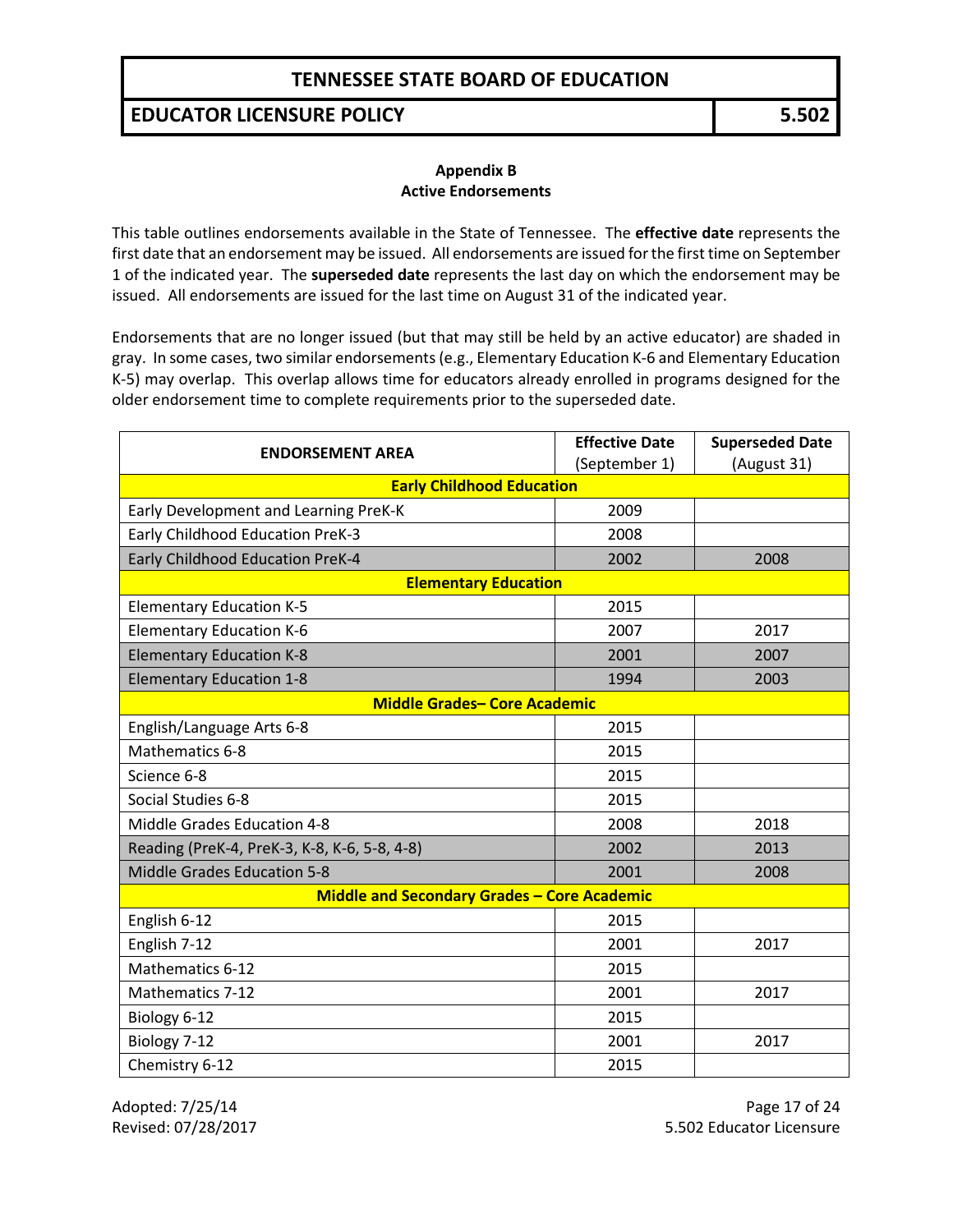## Appendix B
## Active Endorsements

This table outlines endorsements available in the State of Tennessee. The **effective date** represents the first date that an endorsement may be issued. All endorsements are issued for the first time on September 1 of the indicated year. The **superseded date** represents the last day on which the endorsement may be issued. All endorsements are issued for the last time on August 31 of the indicated year.

Endorsements that are no longer issued (but that may still be held by an active educator) are shaded in gray. In some cases, two similar endorsements (e.g., Elementary Education K-6 and Elementary Education K-5) may overlap. This overlap allows time for educators already enrolled in programs designed for the older endorsement time to complete requirements prior to the superseded date.

| ENDORSEMENT AREA | Effective Date (September 1) | Superseded Date (August 31) |
|---|---|---|
| **Early Childhood Education** | | |
| Early Development and Learning PreK-K | 2009 | |
| Early Childhood Education PreK-3 | 2008 | |
| Early Childhood Education PreK-4 | 2002 | 2008 |
| **Elementary Education** | | |
| Elementary Education K-5 | 2015 | |
| Elementary Education K-6 | 2007 | 2017 |
| Elementary Education K-8 | 2001 | 2007 |
| Elementary Education 1-8 | 1994 | 2003 |
| **Middle Grades– Core Academic** | | |
| English/Language Arts 6-8 | 2015 | |
| Mathematics 6-8 | 2015 | |
| Science 6-8 | 2015 | |
| Social Studies 6-8 | 2015 | |
| Middle Grades Education 4-8 | 2008 | 2018 |
| Reading (PreK-4, PreK-3, K-8, K-6, 5-8, 4-8) | 2002 | 2013 |
| Middle Grades Education 5-8 | 2001 | 2008 |
| **Middle and Secondary Grades – Core Academic** | | |
| English 6-12 | 2015 | |
| English 7-12 | 2001 | 2017 |
| Mathematics 6-12 | 2015 | |
| Mathematics 7-12 | 2001 | 2017 |
| Biology 6-12 | 2015 | |
| Biology 7-12 | 2001 | 2017 |
| Chemistry 6-12 | 2015 | |

Adopted: 7/25/14
Revised: 07/28/2017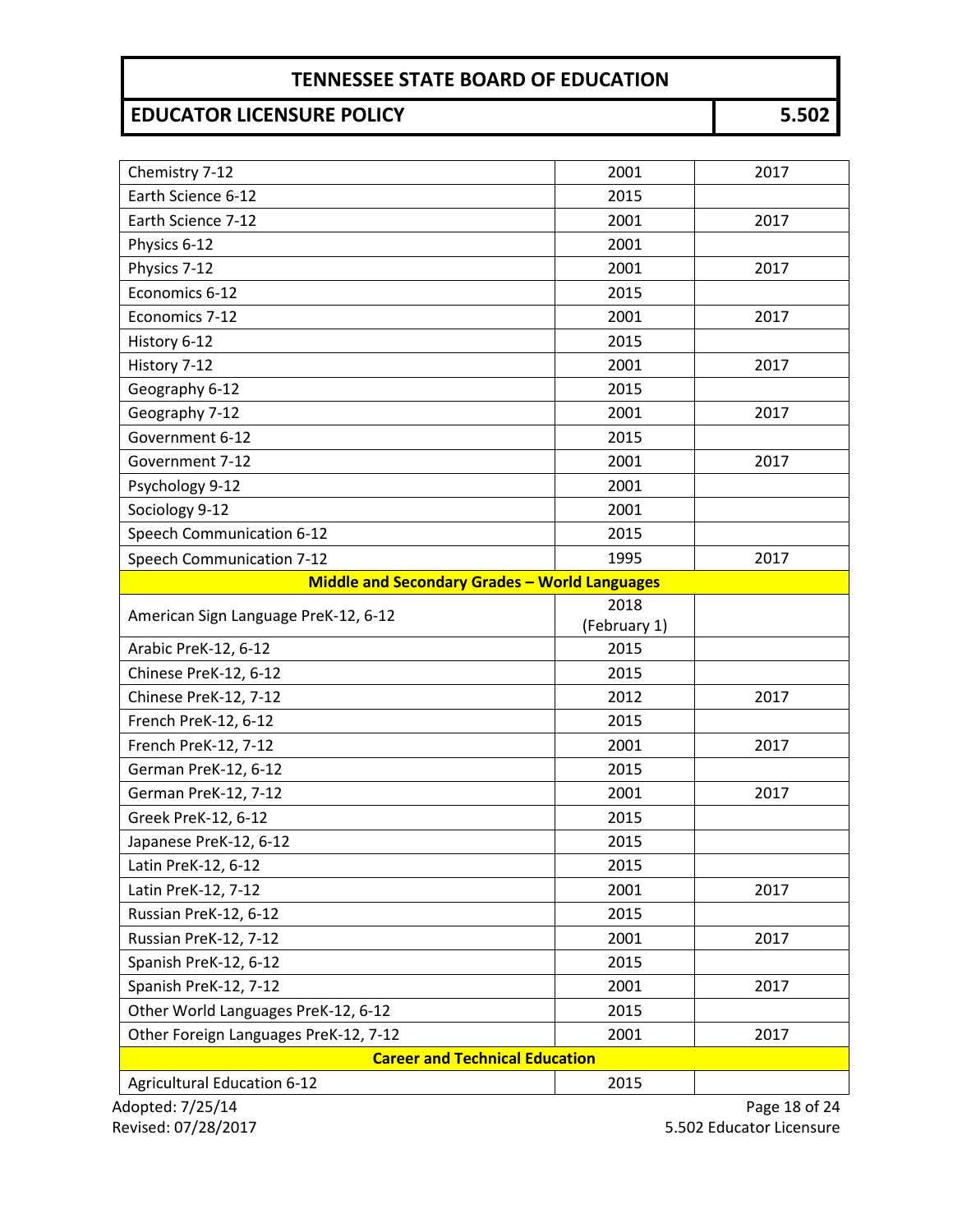| | | |
|---|---|---|
| Chemistry 7-12 | 2001 | 2017 |
| Earth Science 6-12 | 2015 | |
| Earth Science 7-12 | 2001 | 2017 |
| Physics 6-12 | 2001 | |
| Physics 7-12 | 2001 | 2017 |
| Economics 6-12 | 2015 | |
| Economics 7-12 | 2001 | 2017 |
| History 6-12 | 2015 | |
| History 7-12 | 2001 | 2017 |
| Geography 6-12 | 2015 | |
| Geography 7-12 | 2001 | 2017 |
| Government 6-12 | 2015 | |
| Government 7-12 | 2001 | 2017 |
| Psychology 9-12 | 2001 | |
| Sociology 9-12 | 2001 | |
| Speech Communication 6-12 | 2015 | |
| Speech Communication 7-12 | 1995 | 2017 |
| **Middle and Secondary Grades – World Languages** | | |
| American Sign Language PreK-12, 6-12 | 2018 (February 1) | |
| Arabic PreK-12, 6-12 | 2015 | |
| Chinese PreK-12, 6-12 | 2015 | |
| Chinese PreK-12, 7-12 | 2012 | 2017 |
| French PreK-12, 6-12 | 2015 | |
| French PreK-12, 7-12 | 2001 | 2017 |
| German PreK-12, 6-12 | 2015 | |
| German PreK-12, 7-12 | 2001 | 2017 |
| Greek PreK-12, 6-12 | 2015 | |
| Japanese PreK-12, 6-12 | 2015 | |
| Latin PreK-12, 6-12 | 2015 | |
| Latin PreK-12, 7-12 | 2001 | 2017 |
| Russian PreK-12, 6-12 | 2015 | |
| Russian PreK-12, 7-12 | 2001 | 2017 |
| Spanish PreK-12, 6-12 | 2015 | |
| Spanish PreK-12, 7-12 | 2001 | 2017 |
| Other World Languages PreK-12, 6-12 | 2015 | |
| Other Foreign Languages PreK-12, 7-12 | 2001 | 2017 |
| **Career and Technical Education** | | |
| Agricultural Education 6-12 | 2015 | |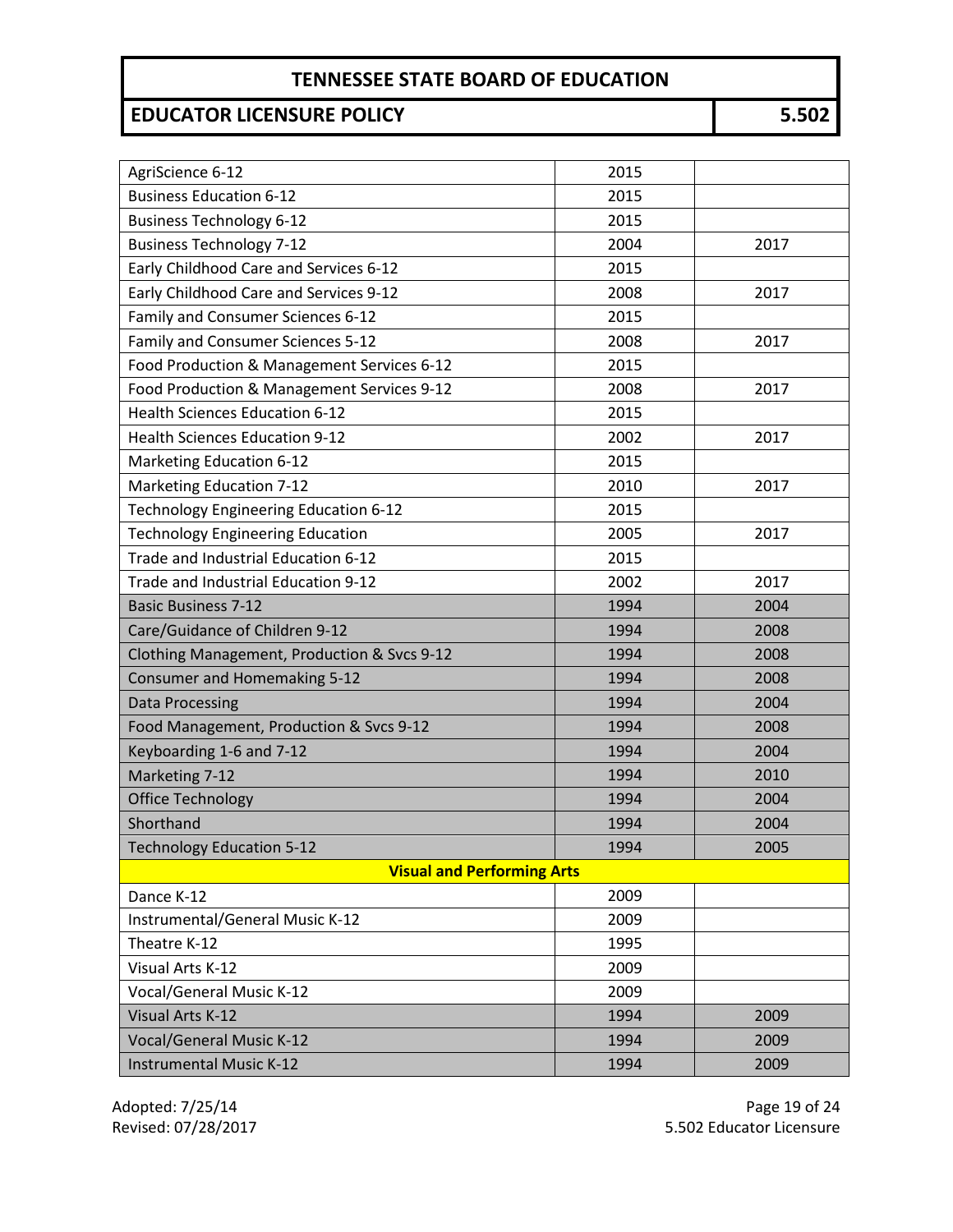| | | |
|---|---|---|
| AgriScience 6-12 | 2015 | |
| Business Education 6-12 | 2015 | |
| Business Technology 6-12 | 2015 | |
| Business Technology 7-12 | 2004 | 2017 |
| Early Childhood Care and Services 6-12 | 2015 | |
| Early Childhood Care and Services 9-12 | 2008 | 2017 |
| Family and Consumer Sciences 6-12 | 2015 | |
| Family and Consumer Sciences 5-12 | 2008 | 2017 |
| Food Production & Management Services 6-12 | 2015 | |
| Food Production & Management Services 9-12 | 2008 | 2017 |
| Health Sciences Education 6-12 | 2015 | |
| Health Sciences Education 9-12 | 2002 | 2017 |
| Marketing Education 6-12 | 2015 | |
| Marketing Education 7-12 | 2010 | 2017 |
| Technology Engineering Education 6-12 | 2015 | |
| Technology Engineering Education | 2005 | 2017 |
| Trade and Industrial Education 6-12 | 2015 | |
| Trade and Industrial Education 9-12 | 2002 | 2017 |
| Basic Business 7-12 | 1994 | 2004 |
| Care/Guidance of Children 9-12 | 1994 | 2008 |
| Clothing Management, Production & Svcs 9-12 | 1994 | 2008 |
| Consumer and Homemaking 5-12 | 1994 | 2008 |
| Data Processing | 1994 | 2004 |
| Food Management, Production & Svcs 9-12 | 1994 | 2008 |
| Keyboarding 1-6 and 7-12 | 1994 | 2004 |
| Marketing 7-12 | 1994 | 2010 |
| Office Technology | 1994 | 2004 |
| Shorthand | 1994 | 2004 |
| Technology Education 5-12 | 1994 | 2005 |
| **Visual and Performing Arts** | | |
| Dance K-12 | 2009 | |
| Instrumental/General Music K-12 | 2009 | |
| Theatre K-12 | 1995 | |
| Visual Arts K-12 | 2009 | |
| Vocal/General Music K-12 | 2009 | |
| Visual Arts K-12 | 1994 | 2009 |
| Vocal/General Music K-12 | 1994 | 2009 |
| Instrumental Music K-12 | 1994 | 2009 |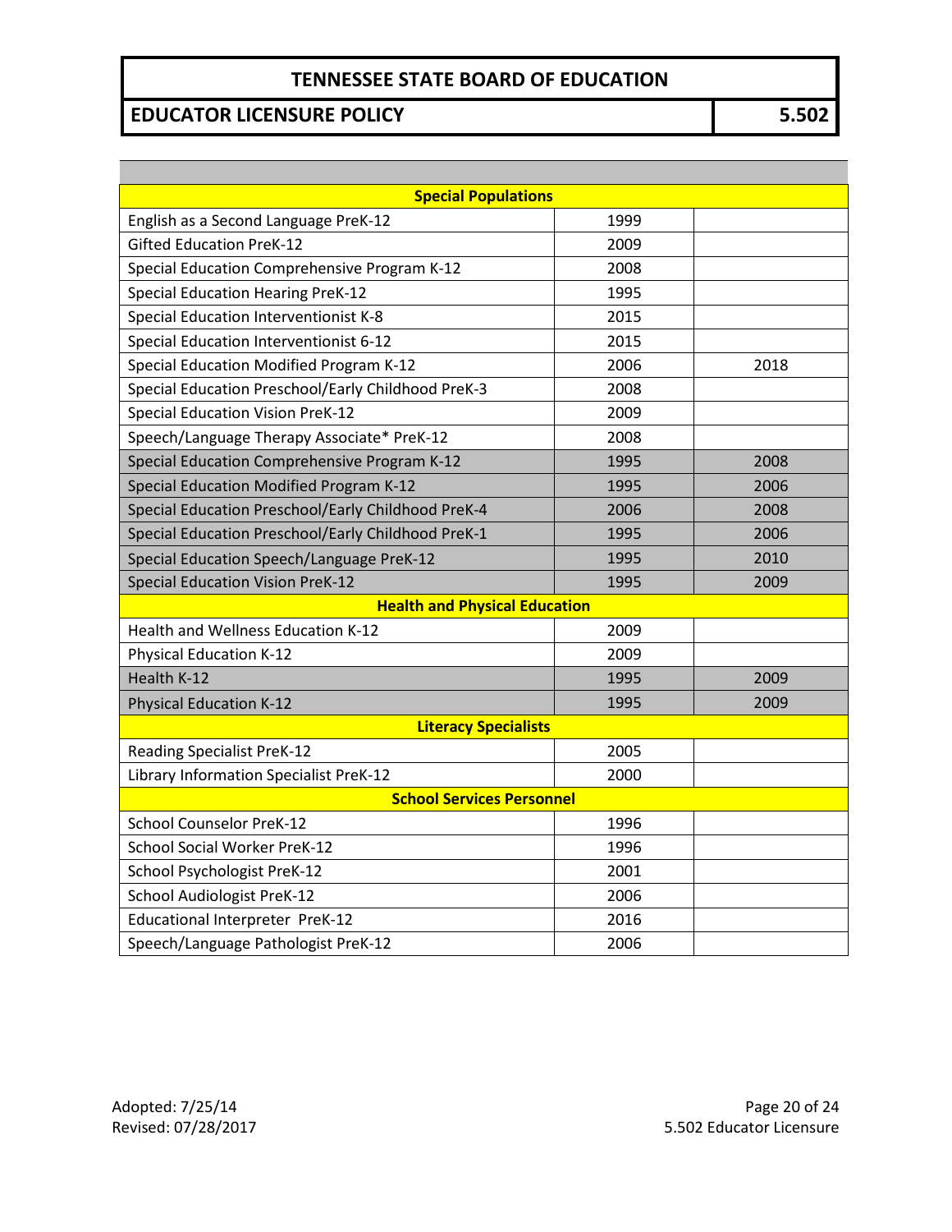| | | |
|---|---|---|
| **Special Populations** | | |
| English as a Second Language PreK-12 | 1999 | |
| Gifted Education PreK-12 | 2009 | |
| Special Education Comprehensive Program K-12 | 2008 | |
| Special Education Hearing PreK-12 | 1995 | |
| Special Education Interventionist K-8 | 2015 | |
| Special Education Interventionist 6-12 | 2015 | |
| Special Education Modified Program K-12 | 2006 | 2018 |
| Special Education Preschool/Early Childhood PreK-3 | 2008 | |
| Special Education Vision PreK-12 | 2009 | |
| Speech/Language Therapy Associate* PreK-12 | 2008 | |
| Special Education Comprehensive Program K-12 | 1995 | 2008 |
| Special Education Modified Program K-12 | 1995 | 2006 |
| Special Education Preschool/Early Childhood PreK-4 | 2006 | 2008 |
| Special Education Preschool/Early Childhood PreK-1 | 1995 | 2006 |
| Special Education Speech/Language PreK-12 | 1995 | 2010 |
| Special Education Vision PreK-12 | 1995 | 2009 |
| **Health and Physical Education** | | |
| Health and Wellness Education K-12 | 2009 | |
| Physical Education K-12 | 2009 | |
| Health K-12 | 1995 | 2009 |
| Physical Education K-12 | 1995 | 2009 |
| **Literacy Specialists** | | |
| Reading Specialist PreK-12 | 2005 | |
| Library Information Specialist PreK-12 | 2000 | |
| **School Services Personnel** | | |
| School Counselor PreK-12 | 1996 | |
| School Social Worker PreK-12 | 1996 | |
| School Psychologist PreK-12 | 2001 | |
| School Audiologist PreK-12 | 2006 | |
| Educational Interpreter PreK-12 | 2016 | |
| Speech/Language Pathologist PreK-12 | 2006 | |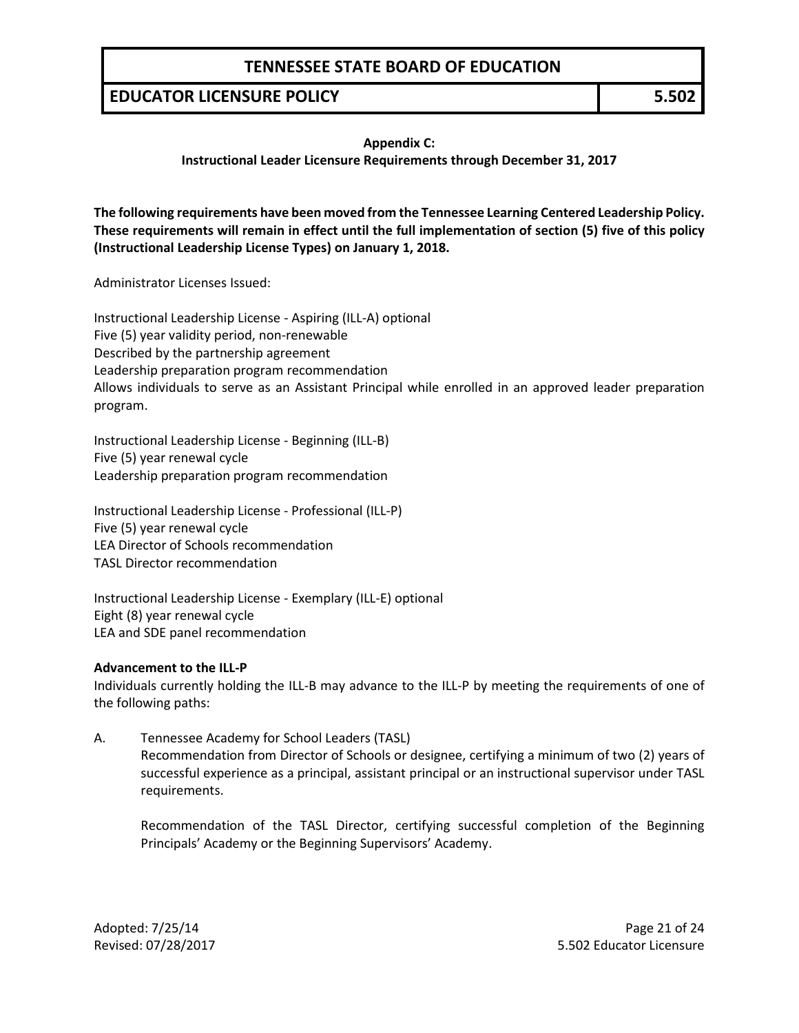**Appendix C:**
**Instructional Leader Licensure Requirements through December 31, 2017**

**The following requirements have been moved from the Tennessee Learning Centered Leadership Policy. These requirements will remain in effect until the full implementation of section (5) five of this policy (Instructional Leadership License Types) on January 1, 2018.**

Administrator Licenses Issued:

Instructional Leadership License - Aspiring (ILL-A) optional
Five (5) year validity period, non-renewable
Described by the partnership agreement
Leadership preparation program recommendation
Allows individuals to serve as an Assistant Principal while enrolled in an approved leader preparation program.

Instructional Leadership License - Beginning (ILL-B)
Five (5) year renewal cycle
Leadership preparation program recommendation

Instructional Leadership License - Professional (ILL-P)
Five (5) year renewal cycle
LEA Director of Schools recommendation
TASL Director recommendation

Instructional Leadership License - Exemplary (ILL-E) optional
Eight (8) year renewal cycle
LEA and SDE panel recommendation

**Advancement to the ILL-P**

Individuals currently holding the ILL-B may advance to the ILL-P by meeting the requirements of one of the following paths:

A. Tennessee Academy for School Leaders (TASL)

   Recommendation from Director of Schools or designee, certifying a minimum of two (2) years of successful experience as a principal, assistant principal or an instructional supervisor under TASL requirements.

   Recommendation of the TASL Director, certifying successful completion of the Beginning Principals' Academy or the Beginning Supervisors' Academy.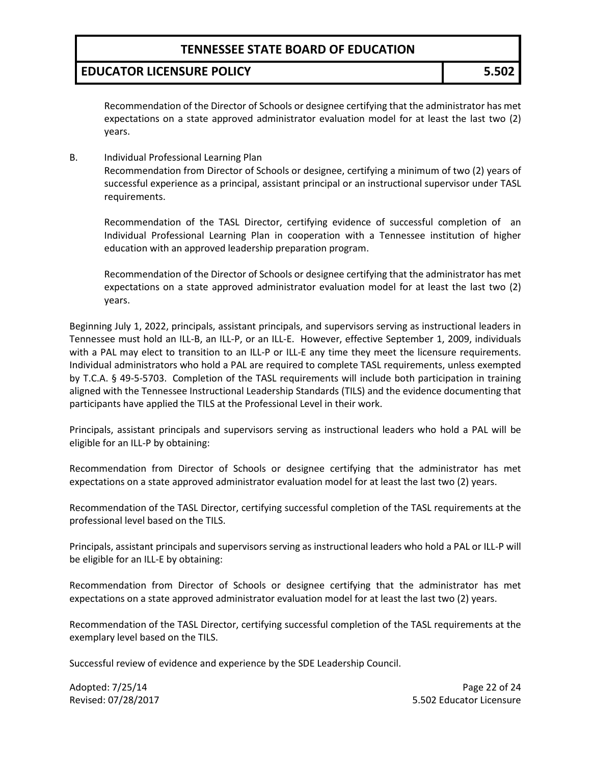Recommendation of the Director of Schools or designee certifying that the administrator has met expectations on a state approved administrator evaluation model for at least the last two (2) years.

B. Individual Professional Learning Plan

Recommendation from Director of Schools or designee, certifying a minimum of two (2) years of successful experience as a principal, assistant principal or an instructional supervisor under TASL requirements.

Recommendation of the TASL Director, certifying evidence of successful completion of an Individual Professional Learning Plan in cooperation with a Tennessee institution of higher education with an approved leadership preparation program.

Recommendation of the Director of Schools or designee certifying that the administrator has met expectations on a state approved administrator evaluation model for at least the last two (2) years.

Beginning July 1, 2022, principals, assistant principals, and supervisors serving as instructional leaders in Tennessee must hold an ILL-B, an ILL-P, or an ILL-E. However, effective September 1, 2009, individuals with a PAL may elect to transition to an ILL-P or ILL-E any time they meet the licensure requirements. Individual administrators who hold a PAL are required to complete TASL requirements, unless exempted by T.C.A. § 49-5-5703. Completion of the TASL requirements will include both participation in training aligned with the Tennessee Instructional Leadership Standards (TILS) and the evidence documenting that participants have applied the TILS at the Professional Level in their work.

Principals, assistant principals and supervisors serving as instructional leaders who hold a PAL will be eligible for an ILL-P by obtaining:

Recommendation from Director of Schools or designee certifying that the administrator has met expectations on a state approved administrator evaluation model for at least the last two (2) years.

Recommendation of the TASL Director, certifying successful completion of the TASL requirements at the professional level based on the TILS.

Principals, assistant principals and supervisors serving as instructional leaders who hold a PAL or ILL-P will be eligible for an ILL-E by obtaining:

Recommendation from Director of Schools or designee certifying that the administrator has met expectations on a state approved administrator evaluation model for at least the last two (2) years.

Recommendation of the TASL Director, certifying successful completion of the TASL requirements at the exemplary level based on the TILS.

Successful review of evidence and experience by the SDE Leadership Council.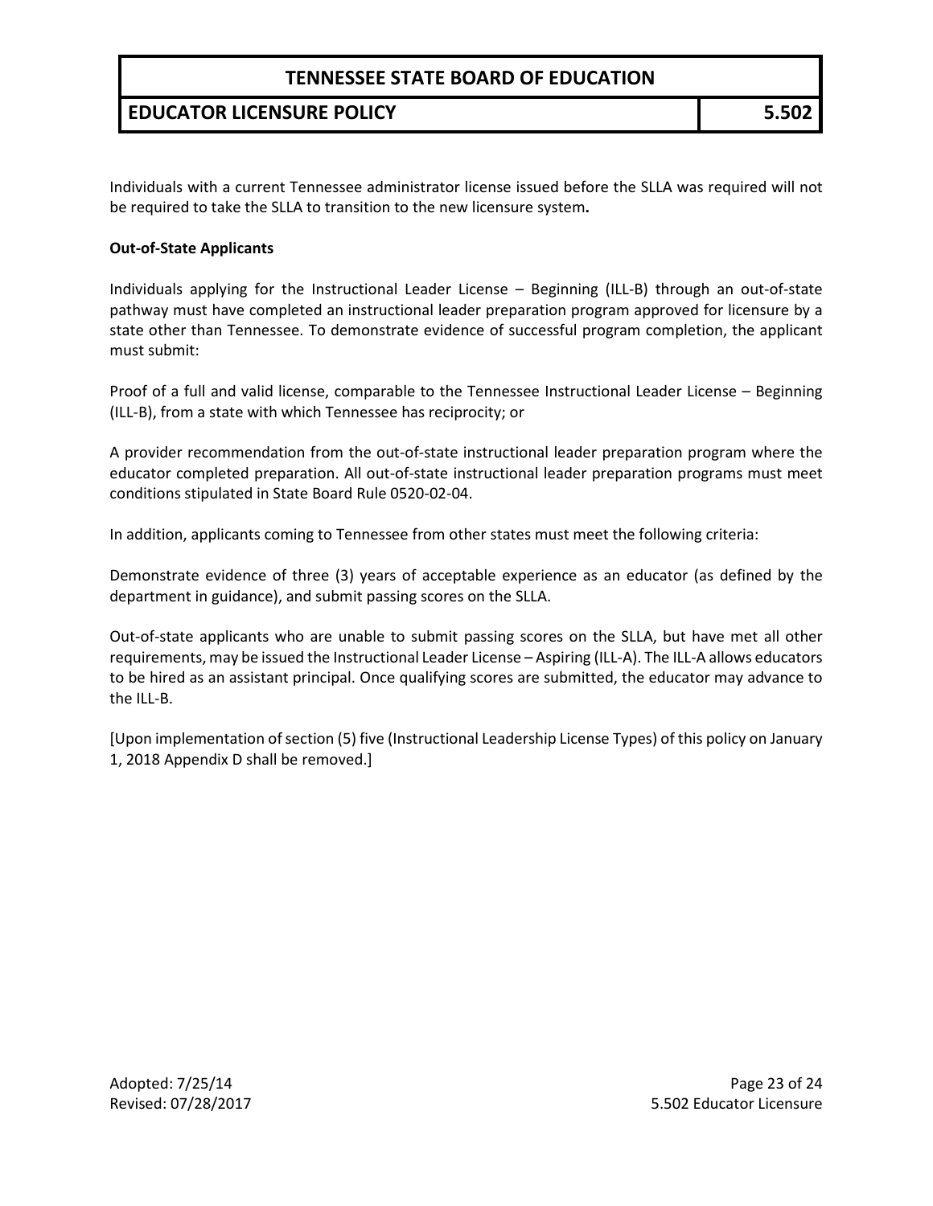Individuals with a current Tennessee administrator license issued before the SLLA was required will not be required to take the SLLA to transition to the new licensure system**.**

**Out-of-State Applicants**

Individuals applying for the Instructional Leader License – Beginning (ILL-B) through an out-of-state pathway must have completed an instructional leader preparation program approved for licensure by a state other than Tennessee. To demonstrate evidence of successful program completion, the applicant must submit:

Proof of a full and valid license, comparable to the Tennessee Instructional Leader License – Beginning (ILL-B), from a state with which Tennessee has reciprocity; or

A provider recommendation from the out-of-state instructional leader preparation program where the educator completed preparation. All out-of-state instructional leader preparation programs must meet conditions stipulated in State Board Rule 0520-02-04.

In addition, applicants coming to Tennessee from other states must meet the following criteria:

Demonstrate evidence of three (3) years of acceptable experience as an educator (as defined by the department in guidance), and submit passing scores on the SLLA.

Out-of-state applicants who are unable to submit passing scores on the SLLA, but have met all other requirements, may be issued the Instructional Leader License – Aspiring (ILL-A). The ILL-A allows educators to be hired as an assistant principal. Once qualifying scores are submitted, the educator may advance to the ILL-B.

[Upon implementation of section (5) five (Instructional Leadership License Types) of this policy on January 1, 2018 Appendix D shall be removed.]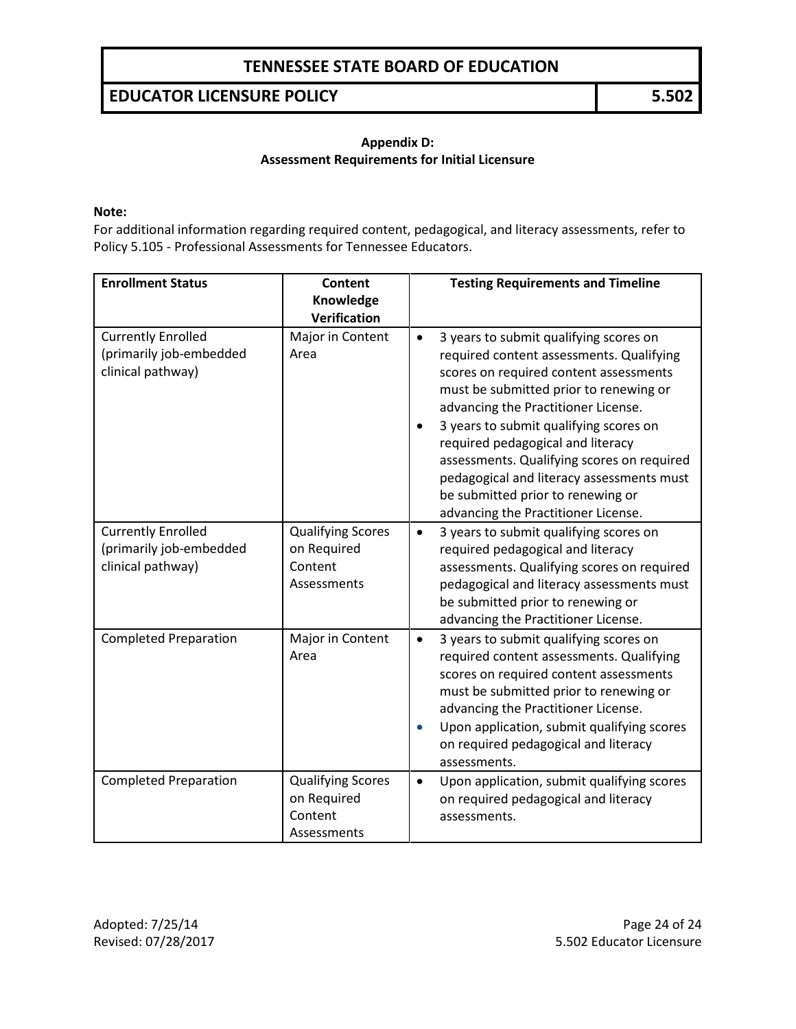**Appendix D:**
**Assessment Requirements for Initial Licensure**

**Note:**
For additional information regarding required content, pedagogical, and literacy assessments, refer to Policy 5.105 - Professional Assessments for Tennessee Educators.

| Enrollment Status | Content Knowledge Verification | Testing Requirements and Timeline |
|---|---|---|
| Currently Enrolled (primarily job-embedded clinical pathway) | Major in Content Area | • 3 years to submit qualifying scores on required content assessments. Qualifying scores on required content assessments must be submitted prior to renewing or advancing the Practitioner License.<br>• 3 years to submit qualifying scores on required pedagogical and literacy assessments. Qualifying scores on required pedagogical and literacy assessments must be submitted prior to renewing or advancing the Practitioner License. |
| Currently Enrolled (primarily job-embedded clinical pathway) | Qualifying Scores on Required Content Assessments | • 3 years to submit qualifying scores on required pedagogical and literacy assessments. Qualifying scores on required pedagogical and literacy assessments must be submitted prior to renewing or advancing the Practitioner License. |
| Completed Preparation | Major in Content Area | • 3 years to submit qualifying scores on required content assessments. Qualifying scores on required content assessments must be submitted prior to renewing or advancing the Practitioner License.<br>• Upon application, submit qualifying scores on required pedagogical and literacy assessments. |
| Completed Preparation | Qualifying Scores on Required Content Assessments | • Upon application, submit qualifying scores on required pedagogical and literacy assessments. |

Adopted: 7/25/14
Revised: 07/28/2017